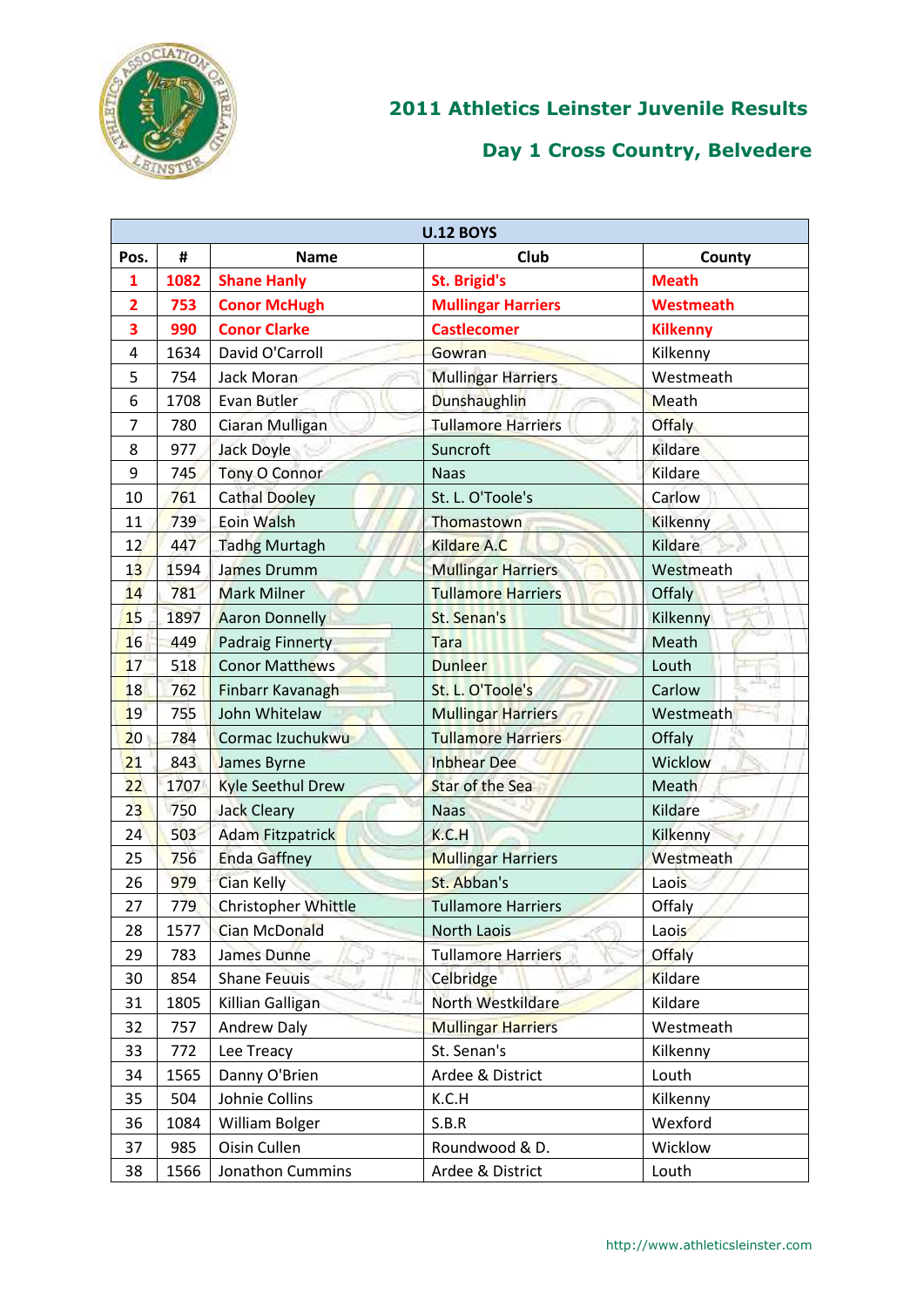# 2011 Athletics Leinster Juvenile Results

## Day 1 Cross Country, Belvedere

| U.12 BOYS | | | | |
|---|---|---|---|---|
| **Pos.** | **#** | **Name** | **Club** | **County** |
| **1** | **1082** | **Shane Hanly** | **St. Brigid's** | **Meath** |
| **2** | **753** | **Conor McHugh** | **Mullingar Harriers** | **Westmeath** |
| **3** | **990** | **Conor Clarke** | **Castlecomer** | **Kilkenny** |
| 4 | 1634 | David O'Carroll | Gowran | Kilkenny |
| 5 | 754 | Jack Moran | Mullingar Harriers | Westmeath |
| 6 | 1708 | Evan Butler | Dunshaughlin | Meath |
| 7 | 780 | Ciaran Mulligan | Tullamore Harriers | Offaly |
| 8 | 977 | Jack Doyle | Suncroft | Kildare |
| 9 | 745 | Tony O Connor | Naas | Kildare |
| 10 | 761 | Cathal Dooley | St. L. O'Toole's | Carlow |
| 11 | 739 | Eoin Walsh | Thomastown | Kilkenny |
| 12 | 447 | Tadhg Murtagh | Kildare A.C | Kildare |
| 13 | 1594 | James Drumm | Mullingar Harriers | Westmeath |
| 14 | 781 | Mark Milner | Tullamore Harriers | Offaly |
| 15 | 1897 | Aaron Donnelly | St. Senan's | Kilkenny |
| 16 | 449 | Padraig Finnerty | Tara | Meath |
| 17 | 518 | Conor Matthews | Dunleer | Louth |
| 18 | 762 | Finbarr Kavanagh | St. L. O'Toole's | Carlow |
| 19 | 755 | John Whitelaw | Mullingar Harriers | Westmeath |
| 20 | 784 | Cormac Izuchukwu | Tullamore Harriers | Offaly |
| 21 | 843 | James Byrne | Inbhear Dee | Wicklow |
| 22 | 1707 | Kyle Seethul Drew | Star of the Sea | Meath |
| 23 | 750 | Jack Cleary | Naas | Kildare |
| 24 | 503 | Adam Fitzpatrick | K.C.H | Kilkenny |
| 25 | 756 | Enda Gaffney | Mullingar Harriers | Westmeath |
| 26 | 979 | Cian Kelly | St. Abban's | Laois |
| 27 | 779 | Christopher Whittle | Tullamore Harriers | Offaly |
| 28 | 1577 | Cian McDonald | North Laois | Laois |
| 29 | 783 | James Dunne | Tullamore Harriers | Offaly |
| 30 | 854 | Shane Feuuis | Celbridge | Kildare |
| 31 | 1805 | Killian Galligan | North Westkildare | Kildare |
| 32 | 757 | Andrew Daly | Mullingar Harriers | Westmeath |
| 33 | 772 | Lee Treacy | St. Senan's | Kilkenny |
| 34 | 1565 | Danny O'Brien | Ardee & District | Louth |
| 35 | 504 | Johnie Collins | K.C.H | Kilkenny |
| 36 | 1084 | William Bolger | S.B.R | Wexford |
| 37 | 985 | Oisin Cullen | Roundwood & D. | Wicklow |
| 38 | 1566 | Jonathon Cummins | Ardee & District | Louth |

http://www.athleticsleinster.com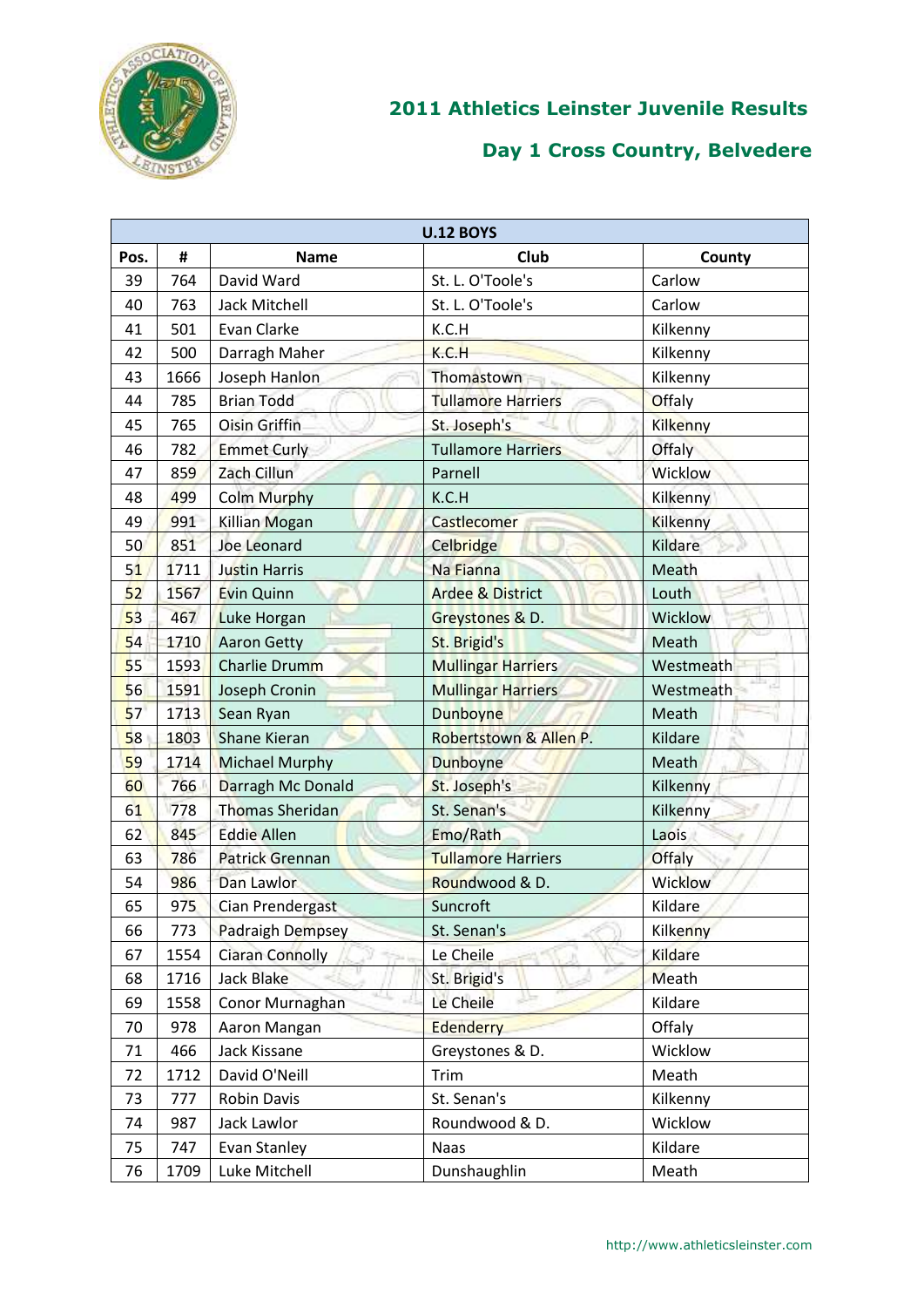## 2011 Athletics Leinster Juvenile Results

## Day 1 Cross Country, Belvedere

| U.12 BOYS | | | | |
|---|---|---|---|---|
| **Pos.** | **#** | **Name** | **Club** | **County** |
| 39 | 764 | David Ward | St. L. O'Toole's | Carlow |
| 40 | 763 | Jack Mitchell | St. L. O'Toole's | Carlow |
| 41 | 501 | Evan Clarke | K.C.H | Kilkenny |
| 42 | 500 | Darragh Maher | K.C.H | Kilkenny |
| 43 | 1666 | Joseph Hanlon | Thomastown | Kilkenny |
| 44 | 785 | Brian Todd | Tullamore Harriers | Offaly |
| 45 | 765 | Oisin Griffin | St. Joseph's | Kilkenny |
| 46 | 782 | Emmet Curly | Tullamore Harriers | Offaly |
| 47 | 859 | Zach Cillun | Parnell | Wicklow |
| 48 | 499 | Colm Murphy | K.C.H | Kilkenny |
| 49 | 991 | Killian Mogan | Castlecomer | Kilkenny |
| 50 | 851 | Joe Leonard | Celbridge | Kildare |
| 51 | 1711 | Justin Harris | Na Fianna | Meath |
| 52 | 1567 | Evin Quinn | Ardee & District | Louth |
| 53 | 467 | Luke Horgan | Greystones & D. | Wicklow |
| 54 | 1710 | Aaron Getty | St. Brigid's | Meath |
| 55 | 1593 | Charlie Drumm | Mullingar Harriers | Westmeath |
| 56 | 1591 | Joseph Cronin | Mullingar Harriers | Westmeath |
| 57 | 1713 | Sean Ryan | Dunboyne | Meath |
| 58 | 1803 | Shane Kieran | Robertstown & Allen P. | Kildare |
| 59 | 1714 | Michael Murphy | Dunboyne | Meath |
| 60 | 766 | Darragh Mc Donald | St. Joseph's | Kilkenny |
| 61 | 778 | Thomas Sheridan | St. Senan's | Kilkenny |
| 62 | 845 | Eddie Allen | Emo/Rath | Laois |
| 63 | 786 | Patrick Grennan | Tullamore Harriers | Offaly |
| 54 | 986 | Dan Lawlor | Roundwood & D. | Wicklow |
| 65 | 975 | Cian Prendergast | Suncroft | Kildare |
| 66 | 773 | Padraigh Dempsey | St. Senan's | Kilkenny |
| 67 | 1554 | Ciaran Connolly | Le Cheile | Kildare |
| 68 | 1716 | Jack Blake | St. Brigid's | Meath |
| 69 | 1558 | Conor Murnaghan | Le Cheile | Kildare |
| 70 | 978 | Aaron Mangan | Edenderry | Offaly |
| 71 | 466 | Jack Kissane | Greystones & D. | Wicklow |
| 72 | 1712 | David O'Neill | Trim | Meath |
| 73 | 777 | Robin Davis | St. Senan's | Kilkenny |
| 74 | 987 | Jack Lawlor | Roundwood & D. | Wicklow |
| 75 | 747 | Evan Stanley | Naas | Kildare |
| 76 | 1709 | Luke Mitchell | Dunshaughlin | Meath |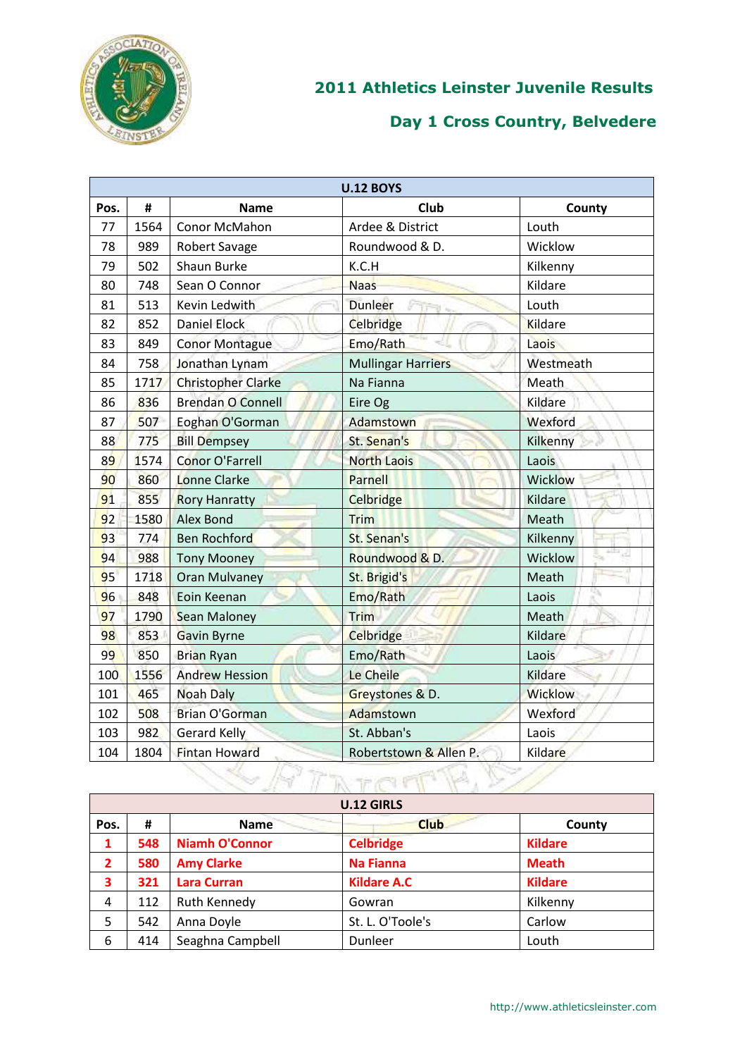## 2011 Athletics Leinster Juvenile Results

## Day 1 Cross Country, Belvedere

| U.12 BOYS | | | | |
|---|---|---|---|---|
| Pos. | # | Name | Club | County |
| 77 | 1564 | Conor McMahon | Ardee & District | Louth |
| 78 | 989 | Robert Savage | Roundwood & D. | Wicklow |
| 79 | 502 | Shaun Burke | K.C.H | Kilkenny |
| 80 | 748 | Sean O Connor | Naas | Kildare |
| 81 | 513 | Kevin Ledwith | Dunleer | Louth |
| 82 | 852 | Daniel Elock | Celbridge | Kildare |
| 83 | 849 | Conor Montague | Emo/Rath | Laois |
| 84 | 758 | Jonathan Lynam | Mullingar Harriers | Westmeath |
| 85 | 1717 | Christopher Clarke | Na Fianna | Meath |
| 86 | 836 | Brendan O Connell | Eire Og | Kildare |
| 87 | 507 | Eoghan O'Gorman | Adamstown | Wexford |
| 88 | 775 | Bill Dempsey | St. Senan's | Kilkenny |
| 89 | 1574 | Conor O'Farrell | North Laois | Laois |
| 90 | 860 | Lonne Clarke | Parnell | Wicklow |
| 91 | 855 | Rory Hanratty | Celbridge | Kildare |
| 92 | 1580 | Alex Bond | Trim | Meath |
| 93 | 774 | Ben Rochford | St. Senan's | Kilkenny |
| 94 | 988 | Tony Mooney | Roundwood & D. | Wicklow |
| 95 | 1718 | Oran Mulvaney | St. Brigid's | Meath |
| 96 | 848 | Eoin Keenan | Emo/Rath | Laois |
| 97 | 1790 | Sean Maloney | Trim | Meath |
| 98 | 853 | Gavin Byrne | Celbridge | Kildare |
| 99 | 850 | Brian Ryan | Emo/Rath | Laois |
| 100 | 1556 | Andrew Hession | Le Cheile | Kildare |
| 101 | 465 | Noah Daly | Greystones & D. | Wicklow |
| 102 | 508 | Brian O'Gorman | Adamstown | Wexford |
| 103 | 982 | Gerard Kelly | St. Abban's | Laois |
| 104 | 1804 | Fintan Howard | Robertstown & Allen P. | Kildare |

| U.12 GIRLS | | | | |
|---|---|---|---|---|
| Pos. | # | Name | Club | County |
| **1** | **548** | **Niamh O'Connor** | **Celbridge** | **Kildare** |
| **2** | **580** | **Amy Clarke** | **Na Fianna** | **Meath** |
| **3** | **321** | **Lara Curran** | **Kildare A.C** | **Kildare** |
| 4 | 112 | Ruth Kennedy | Gowran | Kilkenny |
| 5 | 542 | Anna Doyle | St. L. O'Toole's | Carlow |
| 6 | 414 | Seaghna Campbell | Dunleer | Louth |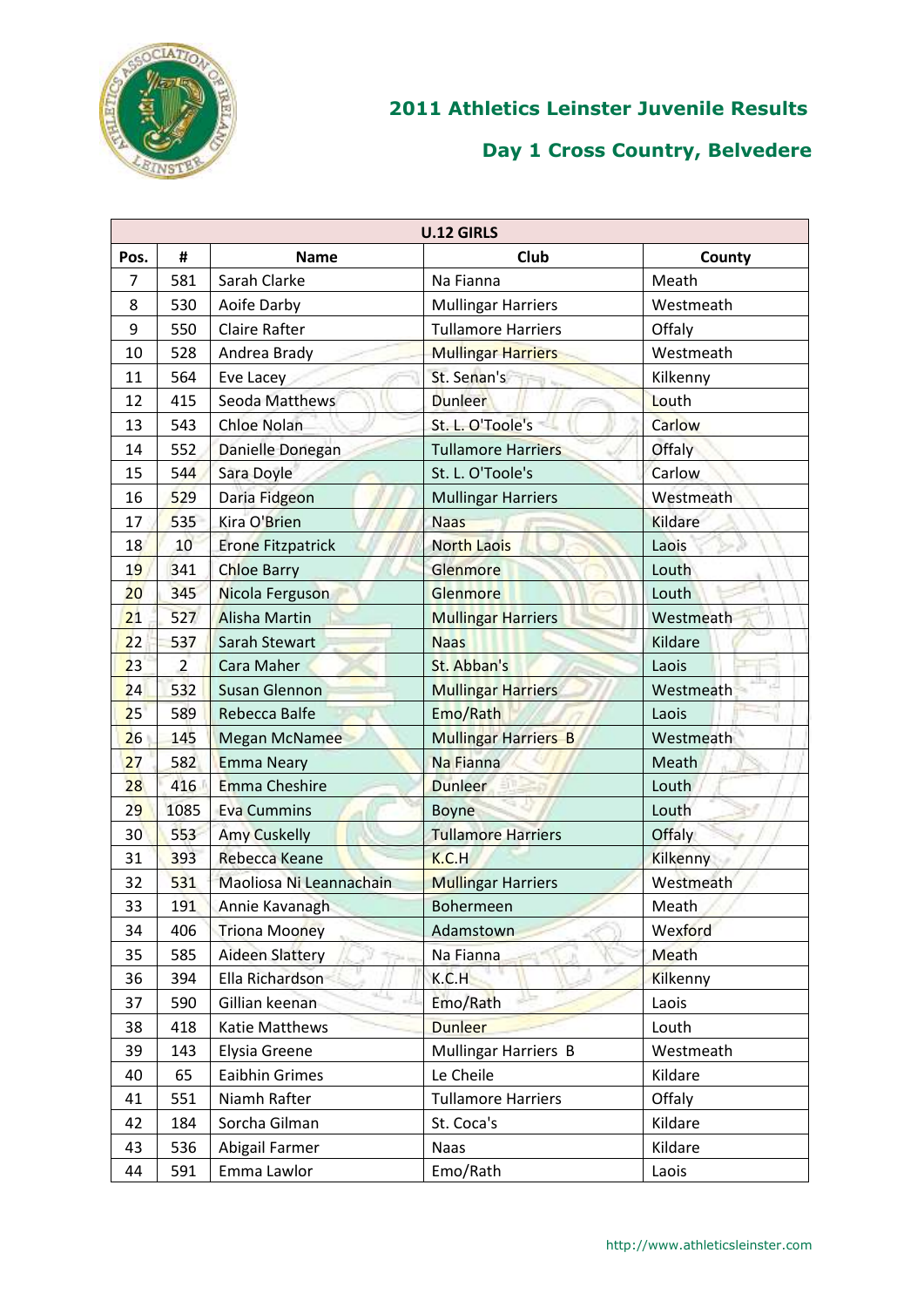## 2011 Athletics Leinster Juvenile Results

### Day 1 Cross Country, Belvedere

| U.12 GIRLS | | | | |
|---|---|---|---|---|
| Pos. | # | Name | Club | County |
| 7 | 581 | Sarah Clarke | Na Fianna | Meath |
| 8 | 530 | Aoife Darby | Mullingar Harriers | Westmeath |
| 9 | 550 | Claire Rafter | Tullamore Harriers | Offaly |
| 10 | 528 | Andrea Brady | Mullingar Harriers | Westmeath |
| 11 | 564 | Eve Lacey | St. Senan's | Kilkenny |
| 12 | 415 | Seoda Matthews | Dunleer | Louth |
| 13 | 543 | Chloe Nolan | St. L. O'Toole's | Carlow |
| 14 | 552 | Danielle Donegan | Tullamore Harriers | Offaly |
| 15 | 544 | Sara Doyle | St. L. O'Toole's | Carlow |
| 16 | 529 | Daria Fidgeon | Mullingar Harriers | Westmeath |
| 17 | 535 | Kira O'Brien | Naas | Kildare |
| 18 | 10 | Erone Fitzpatrick | North Laois | Laois |
| 19 | 341 | Chloe Barry | Glenmore | Louth |
| 20 | 345 | Nicola Ferguson | Glenmore | Louth |
| 21 | 527 | Alisha Martin | Mullingar Harriers | Westmeath |
| 22 | 537 | Sarah Stewart | Naas | Kildare |
| 23 | 2 | Cara Maher | St. Abban's | Laois |
| 24 | 532 | Susan Glennon | Mullingar Harriers | Westmeath |
| 25 | 589 | Rebecca Balfe | Emo/Rath | Laois |
| 26 | 145 | Megan McNamee | Mullingar Harriers B | Westmeath |
| 27 | 582 | Emma Neary | Na Fianna | Meath |
| 28 | 416 | Emma Cheshire | Dunleer | Louth |
| 29 | 1085 | Eva Cummins | Boyne | Louth |
| 30 | 553 | Amy Cuskelly | Tullamore Harriers | Offaly |
| 31 | 393 | Rebecca Keane | K.C.H | Kilkenny |
| 32 | 531 | Maoliosa Ni Leannachain | Mullingar Harriers | Westmeath |
| 33 | 191 | Annie Kavanagh | Bohermeen | Meath |
| 34 | 406 | Triona Mooney | Adamstown | Wexford |
| 35 | 585 | Aideen Slattery | Na Fianna | Meath |
| 36 | 394 | Ella Richardson | K.C.H | Kilkenny |
| 37 | 590 | Gillian keenan | Emo/Rath | Laois |
| 38 | 418 | Katie Matthews | Dunleer | Louth |
| 39 | 143 | Elysia Greene | Mullingar Harriers B | Westmeath |
| 40 | 65 | Eaibhin Grimes | Le Cheile | Kildare |
| 41 | 551 | Niamh Rafter | Tullamore Harriers | Offaly |
| 42 | 184 | Sorcha Gilman | St. Coca's | Kildare |
| 43 | 536 | Abigail Farmer | Naas | Kildare |
| 44 | 591 | Emma Lawlor | Emo/Rath | Laois |

http://www.athleticsleinster.com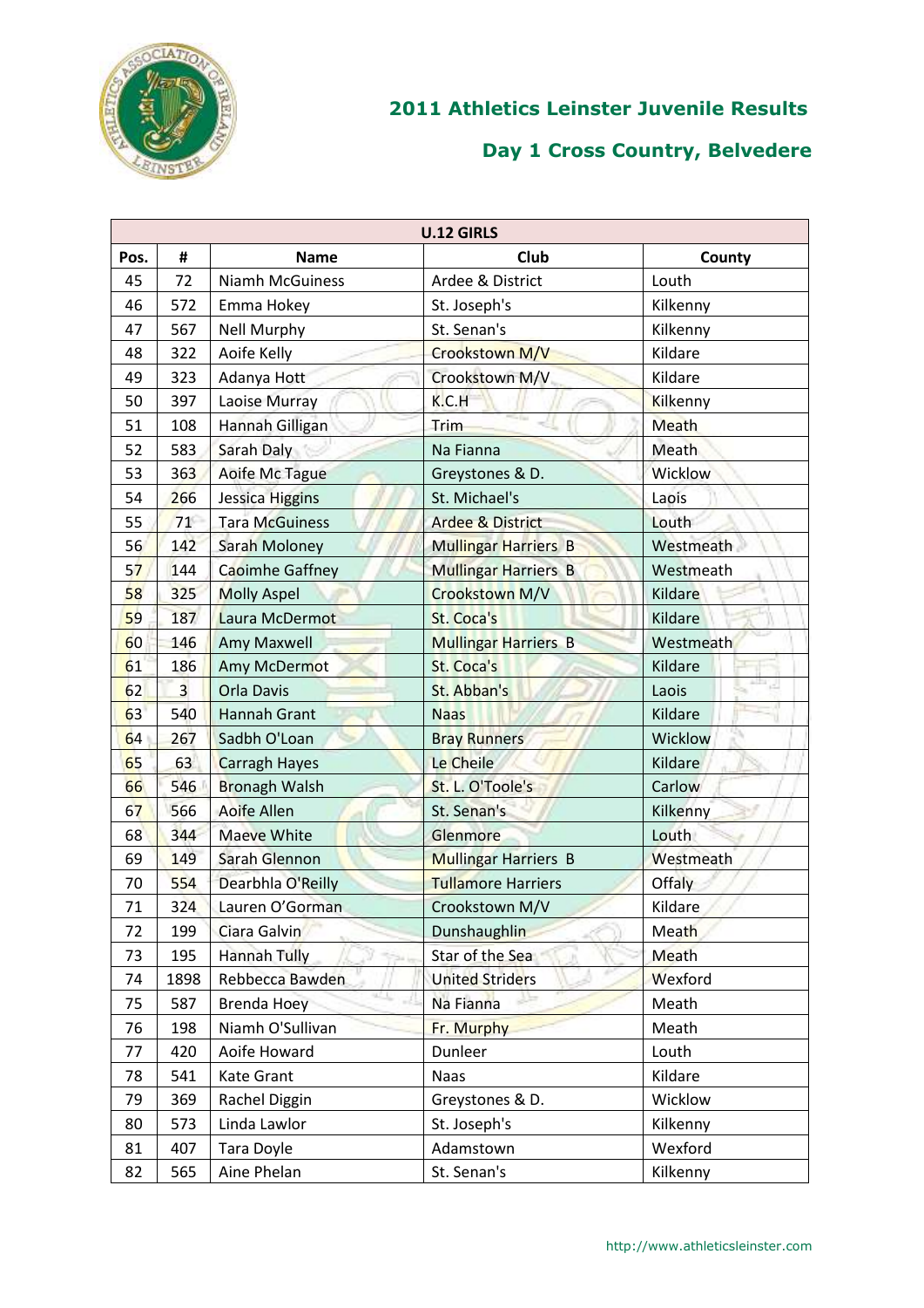## 2011 Athletics Leinster Juvenile Results

## Day 1 Cross Country, Belvedere

| U.12 GIRLS | | | | |
|---|---|---|---|---|
| Pos. | # | Name | Club | County |
| 45 | 72 | Niamh McGuiness | Ardee & District | Louth |
| 46 | 572 | Emma Hokey | St. Joseph's | Kilkenny |
| 47 | 567 | Nell Murphy | St. Senan's | Kilkenny |
| 48 | 322 | Aoife Kelly | Crookstown M/V | Kildare |
| 49 | 323 | Adanya Hott | Crookstown M/V | Kildare |
| 50 | 397 | Laoise Murray | K.C.H | Kilkenny |
| 51 | 108 | Hannah Gilligan | Trim | Meath |
| 52 | 583 | Sarah Daly | Na Fianna | Meath |
| 53 | 363 | Aoife Mc Tague | Greystones & D. | Wicklow |
| 54 | 266 | Jessica Higgins | St. Michael's | Laois |
| 55 | 71 | Tara McGuiness | Ardee & District | Louth |
| 56 | 142 | Sarah Moloney | Mullingar Harriers B | Westmeath |
| 57 | 144 | Caoimhe Gaffney | Mullingar Harriers B | Westmeath |
| 58 | 325 | Molly Aspel | Crookstown M/V | Kildare |
| 59 | 187 | Laura McDermot | St. Coca's | Kildare |
| 60 | 146 | Amy Maxwell | Mullingar Harriers B | Westmeath |
| 61 | 186 | Amy McDermot | St. Coca's | Kildare |
| 62 | 3 | Orla Davis | St. Abban's | Laois |
| 63 | 540 | Hannah Grant | Naas | Kildare |
| 64 | 267 | Sadbh O'Loan | Bray Runners | Wicklow |
| 65 | 63 | Carragh Hayes | Le Cheile | Kildare |
| 66 | 546 | Bronagh Walsh | St. L. O'Toole's | Carlow |
| 67 | 566 | Aoife Allen | St. Senan's | Kilkenny |
| 68 | 344 | Maeve White | Glenmore | Louth |
| 69 | 149 | Sarah Glennon | Mullingar Harriers B | Westmeath |
| 70 | 554 | Dearbhla O'Reilly | Tullamore Harriers | Offaly |
| 71 | 324 | Lauren O'Gorman | Crookstown M/V | Kildare |
| 72 | 199 | Ciara Galvin | Dunshaughlin | Meath |
| 73 | 195 | Hannah Tully | Star of the Sea | Meath |
| 74 | 1898 | Rebbecca Bawden | United Striders | Wexford |
| 75 | 587 | Brenda Hoey | Na Fianna | Meath |
| 76 | 198 | Niamh O'Sullivan | Fr. Murphy | Meath |
| 77 | 420 | Aoife Howard | Dunleer | Louth |
| 78 | 541 | Kate Grant | Naas | Kildare |
| 79 | 369 | Rachel Diggin | Greystones & D. | Wicklow |
| 80 | 573 | Linda Lawlor | St. Joseph's | Kilkenny |
| 81 | 407 | Tara Doyle | Adamstown | Wexford |
| 82 | 565 | Aine Phelan | St. Senan's | Kilkenny |

http://www.athleticsleinster.com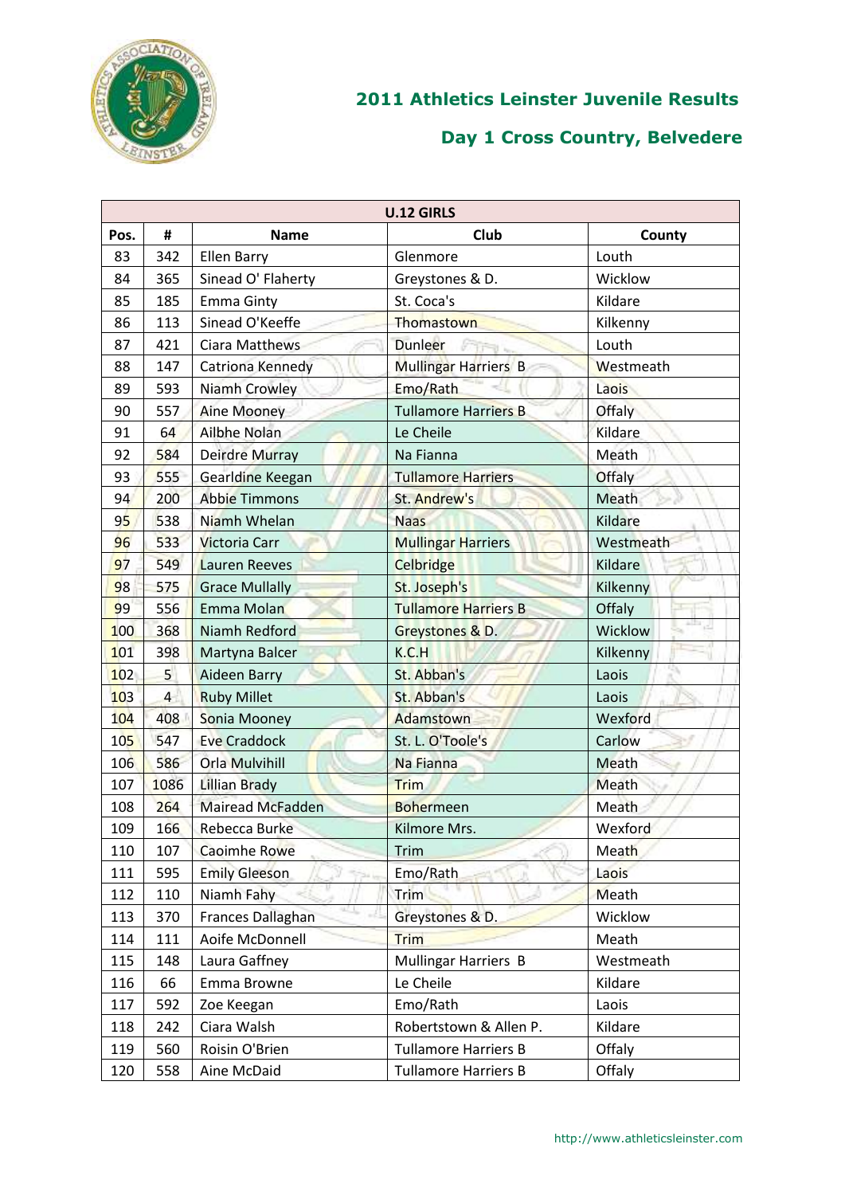## 2011 Athletics Leinster Juvenile Results

## Day 1 Cross Country, Belvedere

| U.12 GIRLS | | | | |
|---|---|---|---|---|
| **Pos.** | **#** | **Name** | **Club** | **County** |
| 83 | 342 | Ellen Barry | Glenmore | Louth |
| 84 | 365 | Sinead O' Flaherty | Greystones & D. | Wicklow |
| 85 | 185 | Emma Ginty | St. Coca's | Kildare |
| 86 | 113 | Sinead O'Keeffe | Thomastown | Kilkenny |
| 87 | 421 | Ciara Matthews | Dunleer | Louth |
| 88 | 147 | Catriona Kennedy | Mullingar Harriers B | Westmeath |
| 89 | 593 | Niamh Crowley | Emo/Rath | Laois |
| 90 | 557 | Aine Mooney | Tullamore Harriers B | Offaly |
| 91 | 64 | Ailbhe Nolan | Le Cheile | Kildare |
| 92 | 584 | Deirdre Murray | Na Fianna | Meath |
| 93 | 555 | Gearldine Keegan | Tullamore Harriers | Offaly |
| 94 | 200 | Abbie Timmons | St. Andrew's | Meath |
| 95 | 538 | Niamh Whelan | Naas | Kildare |
| 96 | 533 | Victoria Carr | Mullingar Harriers | Westmeath |
| 97 | 549 | Lauren Reeves | Celbridge | Kildare |
| 98 | 575 | Grace Mullally | St. Joseph's | Kilkenny |
| 99 | 556 | Emma Molan | Tullamore Harriers B | Offaly |
| 100 | 368 | Niamh Redford | Greystones & D. | Wicklow |
| 101 | 398 | Martyna Balcer | K.C.H | Kilkenny |
| 102 | 5 | Aideen Barry | St. Abban's | Laois |
| 103 | 4 | Ruby Millet | St. Abban's | Laois |
| 104 | 408 | Sonia Mooney | Adamstown | Wexford |
| 105 | 547 | Eve Craddock | St. L. O'Toole's | Carlow |
| 106 | 586 | Orla Mulvihill | Na Fianna | Meath |
| 107 | 1086 | Lillian Brady | Trim | Meath |
| 108 | 264 | Mairead McFadden | Bohermeen | Meath |
| 109 | 166 | Rebecca Burke | Kilmore Mrs. | Wexford |
| 110 | 107 | Caoimhe Rowe | Trim | Meath |
| 111 | 595 | Emily Gleeson | Emo/Rath | Laois |
| 112 | 110 | Niamh Fahy | Trim | Meath |
| 113 | 370 | Frances Dallaghan | Greystones & D. | Wicklow |
| 114 | 111 | Aoife McDonnell | Trim | Meath |
| 115 | 148 | Laura Gaffney | Mullingar Harriers B | Westmeath |
| 116 | 66 | Emma Browne | Le Cheile | Kildare |
| 117 | 592 | Zoe Keegan | Emo/Rath | Laois |
| 118 | 242 | Ciara Walsh | Robertstown & Allen P. | Kildare |
| 119 | 560 | Roisin O'Brien | Tullamore Harriers B | Offaly |
| 120 | 558 | Aine McDaid | Tullamore Harriers B | Offaly |

http://www.athleticsleinster.com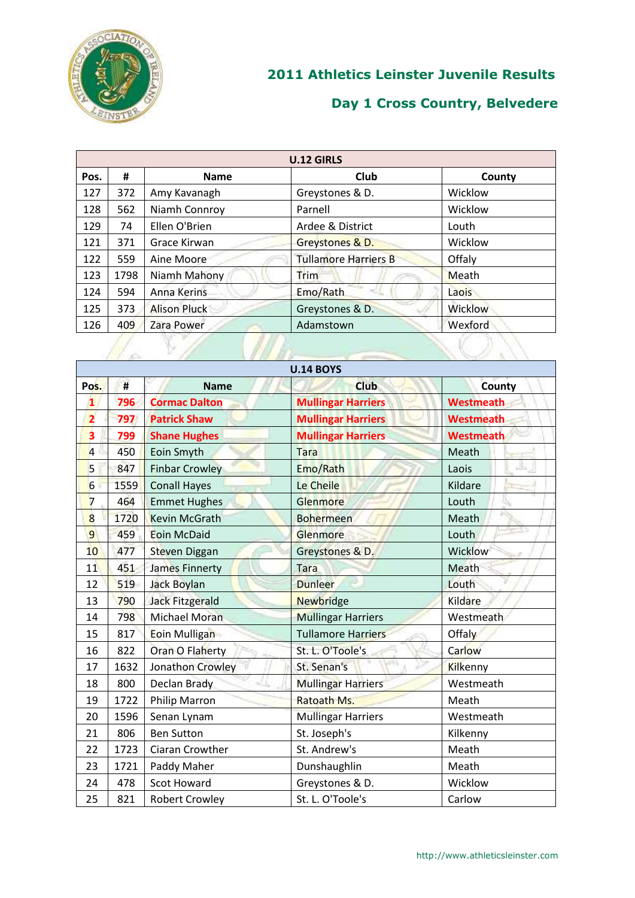## 2011 Athletics Leinster Juvenile Results

## Day 1 Cross Country, Belvedere

| U.12 GIRLS | | | | |
|---|---|---|---|---|
| Pos. | # | Name | Club | County |
| 127 | 372 | Amy Kavanagh | Greystones & D. | Wicklow |
| 128 | 562 | Niamh Connroy | Parnell | Wicklow |
| 129 | 74 | Ellen O'Brien | Ardee & District | Louth |
| 121 | 371 | Grace Kirwan | Greystones & D. | Wicklow |
| 122 | 559 | Aine Moore | Tullamore Harriers B | Offaly |
| 123 | 1798 | Niamh Mahony | Trim | Meath |
| 124 | 594 | Anna Kerins | Emo/Rath | Laois |
| 125 | 373 | Alison Pluck | Greystones & D. | Wicklow |
| 126 | 409 | Zara Power | Adamstown | Wexford |

| U.14 BOYS | | | | |
|---|---|---|---|---|
| Pos. | # | Name | Club | County |
| **1** | **796** | **Cormac Dalton** | **Mullingar Harriers** | **Westmeath** |
| **2** | **797** | **Patrick Shaw** | **Mullingar Harriers** | **Westmeath** |
| **3** | **799** | **Shane Hughes** | **Mullingar Harriers** | **Westmeath** |
| 4 | 450 | Eoin Smyth | Tara | Meath |
| 5 | 847 | Finbar Crowley | Emo/Rath | Laois |
| 6 | 1559 | Conall Hayes | Le Cheile | Kildare |
| 7 | 464 | Emmet Hughes | Glenmore | Louth |
| 8 | 1720 | Kevin McGrath | Bohermeen | Meath |
| 9 | 459 | Eoin McDaid | Glenmore | Louth |
| 10 | 477 | Steven Diggan | Greystones & D. | Wicklow |
| 11 | 451 | James Finnerty | Tara | Meath |
| 12 | 519 | Jack Boylan | Dunleer | Louth |
| 13 | 790 | Jack Fitzgerald | Newbridge | Kildare |
| 14 | 798 | Michael Moran | Mullingar Harriers | Westmeath |
| 15 | 817 | Eoin Mulligan | Tullamore Harriers | Offaly |
| 16 | 822 | Oran O Flaherty | St. L. O'Toole's | Carlow |
| 17 | 1632 | Jonathon Crowley | St. Senan's | Kilkenny |
| 18 | 800 | Declan Brady | Mullingar Harriers | Westmeath |
| 19 | 1722 | Philip Marron | Ratoath Ms. | Meath |
| 20 | 1596 | Senan Lynam | Mullingar Harriers | Westmeath |
| 21 | 806 | Ben Sutton | St. Joseph's | Kilkenny |
| 22 | 1723 | Ciaran Crowther | St. Andrew's | Meath |
| 23 | 1721 | Paddy Maher | Dunshaughlin | Meath |
| 24 | 478 | Scot Howard | Greystones & D. | Wicklow |
| 25 | 821 | Robert Crowley | St. L. O'Toole's | Carlow |

http://www.athleticsleinster.com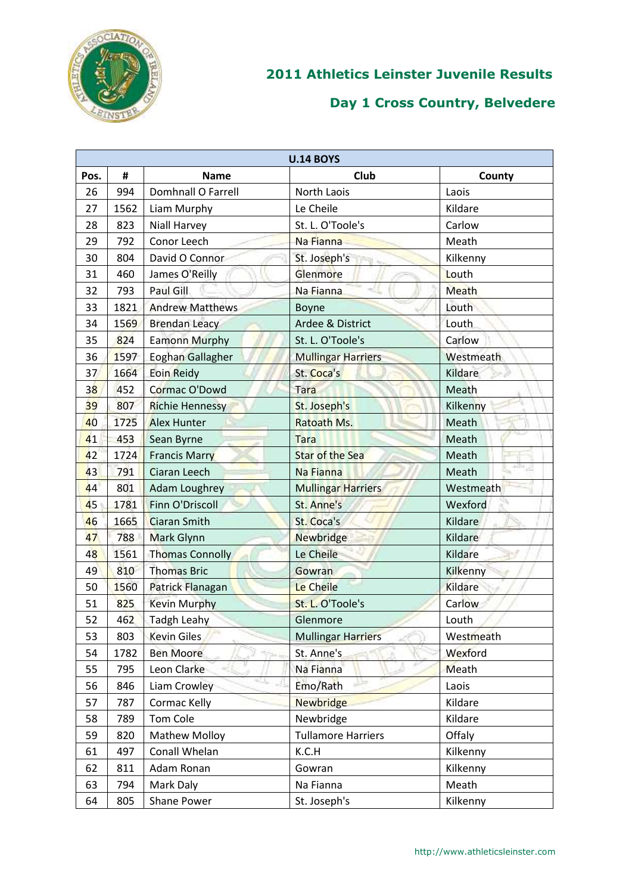## 2011 Athletics Leinster Juvenile Results

## Day 1 Cross Country, Belvedere

| U.14 BOYS | | | | |
|---|---|---|---|---|
| Pos. | # | Name | Club | County |
| 26 | 994 | Domhnall O Farrell | North Laois | Laois |
| 27 | 1562 | Liam Murphy | Le Cheile | Kildare |
| 28 | 823 | Niall Harvey | St. L. O'Toole's | Carlow |
| 29 | 792 | Conor Leech | Na Fianna | Meath |
| 30 | 804 | David O Connor | St. Joseph's | Kilkenny |
| 31 | 460 | James O'Reilly | Glenmore | Louth |
| 32 | 793 | Paul Gill | Na Fianna | Meath |
| 33 | 1821 | Andrew Matthews | Boyne | Louth |
| 34 | 1569 | Brendan Leacy | Ardee & District | Louth |
| 35 | 824 | Eamonn Murphy | St. L. O'Toole's | Carlow |
| 36 | 1597 | Eoghan Gallagher | Mullingar Harriers | Westmeath |
| 37 | 1664 | Eoin Reidy | St. Coca's | Kildare |
| 38 | 452 | Cormac O'Dowd | Tara | Meath |
| 39 | 807 | Richie Hennessy | St. Joseph's | Kilkenny |
| 40 | 1725 | Alex Hunter | Ratoath Ms. | Meath |
| 41 | 453 | Sean Byrne | Tara | Meath |
| 42 | 1724 | Francis Marry | Star of the Sea | Meath |
| 43 | 791 | Ciaran Leech | Na Fianna | Meath |
| 44 | 801 | Adam Loughrey | Mullingar Harriers | Westmeath |
| 45 | 1781 | Finn O'Driscoll | St. Anne's | Wexford |
| 46 | 1665 | Ciaran Smith | St. Coca's | Kildare |
| 47 | 788 | Mark Glynn | Newbridge | Kildare |
| 48 | 1561 | Thomas Connolly | Le Cheile | Kildare |
| 49 | 810 | Thomas Bric | Gowran | Kilkenny |
| 50 | 1560 | Patrick Flanagan | Le Cheile | Kildare |
| 51 | 825 | Kevin Murphy | St. L. O'Toole's | Carlow |
| 52 | 462 | Tadgh Leahy | Glenmore | Louth |
| 53 | 803 | Kevin Giles | Mullingar Harriers | Westmeath |
| 54 | 1782 | Ben Moore | St. Anne's | Wexford |
| 55 | 795 | Leon Clarke | Na Fianna | Meath |
| 56 | 846 | Liam Crowley | Emo/Rath | Laois |
| 57 | 787 | Cormac Kelly | Newbridge | Kildare |
| 58 | 789 | Tom Cole | Newbridge | Kildare |
| 59 | 820 | Mathew Molloy | Tullamore Harriers | Offaly |
| 61 | 497 | Conall Whelan | K.C.H | Kilkenny |
| 62 | 811 | Adam Ronan | Gowran | Kilkenny |
| 63 | 794 | Mark Daly | Na Fianna | Meath |
| 64 | 805 | Shane Power | St. Joseph's | Kilkenny |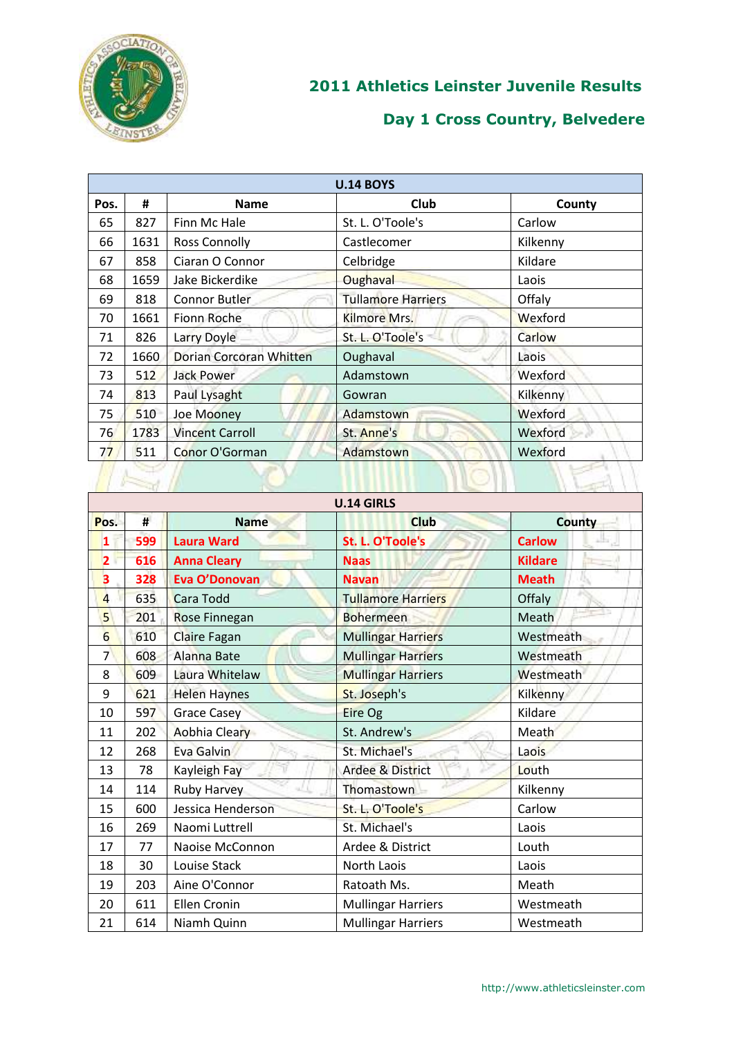## 2011 Athletics Leinster Juvenile Results

## Day 1 Cross Country, Belvedere

| U.14 BOYS | | | | |
|---|---|---|---|---|
| **Pos.** | **#** | **Name** | **Club** | **County** |
| 65 | 827 | Finn Mc Hale | St. L. O'Toole's | Carlow |
| 66 | 1631 | Ross Connolly | Castlecomer | Kilkenny |
| 67 | 858 | Ciaran O Connor | Celbridge | Kildare |
| 68 | 1659 | Jake Bickerdike | Oughaval | Laois |
| 69 | 818 | Connor Butler | Tullamore Harriers | Offaly |
| 70 | 1661 | Fionn Roche | Kilmore Mrs. | Wexford |
| 71 | 826 | Larry Doyle | St. L. O'Toole's | Carlow |
| 72 | 1660 | Dorian Corcoran Whitten | Oughaval | Laois |
| 73 | 512 | Jack Power | Adamstown | Wexford |
| 74 | 813 | Paul Lysaght | Gowran | Kilkenny |
| 75 | 510 | Joe Mooney | Adamstown | Wexford |
| 76 | 1783 | Vincent Carroll | St. Anne's | Wexford |
| 77 | 511 | Conor O'Gorman | Adamstown | Wexford |

| U.14 GIRLS | | | | |
|---|---|---|---|---|
| **Pos.** | **#** | **Name** | **Club** | **County** |
| **1** | **599** | **Laura Ward** | **St. L. O'Toole's** | **Carlow** |
| **2** | **616** | **Anna Cleary** | **Naas** | **Kildare** |
| **3** | **328** | **Eva O'Donovan** | **Navan** | **Meath** |
| 4 | 635 | Cara Todd | Tullamore Harriers | Offaly |
| 5 | 201 | Rose Finnegan | Bohermeen | Meath |
| 6 | 610 | Claire Fagan | Mullingar Harriers | Westmeath |
| 7 | 608 | Alanna Bate | Mullingar Harriers | Westmeath |
| 8 | 609 | Laura Whitelaw | Mullingar Harriers | Westmeath |
| 9 | 621 | Helen Haynes | St. Joseph's | Kilkenny |
| 10 | 597 | Grace Casey | Eire Og | Kildare |
| 11 | 202 | Aobhia Cleary | St. Andrew's | Meath |
| 12 | 268 | Eva Galvin | St. Michael's | Laois |
| 13 | 78 | Kayleigh Fay | Ardee & District | Louth |
| 14 | 114 | Ruby Harvey | Thomastown | Kilkenny |
| 15 | 600 | Jessica Henderson | St. L. O'Toole's | Carlow |
| 16 | 269 | Naomi Luttrell | St. Michael's | Laois |
| 17 | 77 | Naoise McConnon | Ardee & District | Louth |
| 18 | 30 | Louise Stack | North Laois | Laois |
| 19 | 203 | Aine O'Connor | Ratoath Ms. | Meath |
| 20 | 611 | Ellen Cronin | Mullingar Harriers | Westmeath |
| 21 | 614 | Niamh Quinn | Mullingar Harriers | Westmeath |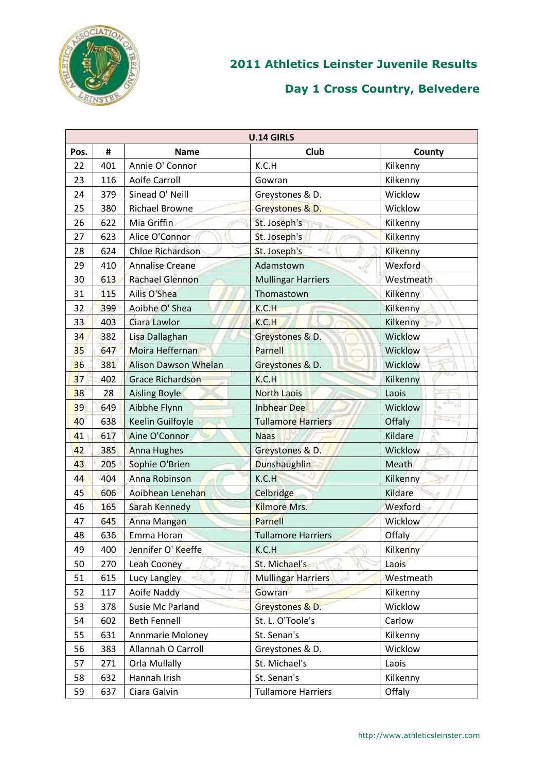## 2011 Athletics Leinster Juvenile Results

## Day 1 Cross Country, Belvedere

| U.14 GIRLS | | | | |
|---|---|---|---|---|
| Pos. | # | Name | Club | County |
| 22 | 401 | Annie O' Connor | K.C.H | Kilkenny |
| 23 | 116 | Aoife Carroll | Gowran | Kilkenny |
| 24 | 379 | Sinead O' Neill | Greystones & D. | Wicklow |
| 25 | 380 | Richael Browne | Greystones & D. | Wicklow |
| 26 | 622 | Mia Griffin | St. Joseph's | Kilkenny |
| 27 | 623 | Alice O'Connor | St. Joseph's | Kilkenny |
| 28 | 624 | Chloe Richardson | St. Joseph's | Kilkenny |
| 29 | 410 | Annalise Creane | Adamstown | Wexford |
| 30 | 613 | Rachael Glennon | Mullingar Harriers | Westmeath |
| 31 | 115 | Ailis O'Shea | Thomastown | Kilkenny |
| 32 | 399 | Aoibhe O' Shea | K.C.H | Kilkenny |
| 33 | 403 | Ciara Lawlor | K.C.H | Kilkenny |
| 34 | 382 | Lisa Dallaghan | Greystones & D. | Wicklow |
| 35 | 647 | Moira Heffernan | Parnell | Wicklow |
| 36 | 381 | Alison Dawson Whelan | Greystones & D. | Wicklow |
| 37 | 402 | Grace Richardson | K.C.H | Kilkenny |
| 38 | 28 | Aisling Boyle | North Laois | Laois |
| 39 | 649 | Aibhbe Flynn | Inbhear Dee | Wicklow |
| 40 | 638 | Keelin Guilfoyle | Tullamore Harriers | Offaly |
| 41 | 617 | Aine O'Connor | Naas | Kildare |
| 42 | 385 | Anna Hughes | Greystones & D. | Wicklow |
| 43 | 205 | Sophie O'Brien | Dunshaughlin | Meath |
| 44 | 404 | Anna Robinson | K.C.H | Kilkenny |
| 45 | 606 | Aoibhean Lenehan | Celbridge | Kildare |
| 46 | 165 | Sarah Kennedy | Kilmore Mrs. | Wexford |
| 47 | 645 | Anna Mangan | Parnell | Wicklow |
| 48 | 636 | Emma Horan | Tullamore Harriers | Offaly |
| 49 | 400 | Jennifer O' Keeffe | K.C.H | Kilkenny |
| 50 | 270 | Leah Cooney | St. Michael's | Laois |
| 51 | 615 | Lucy Langley | Mullingar Harriers | Westmeath |
| 52 | 117 | Aoife Naddy | Gowran | Kilkenny |
| 53 | 378 | Susie Mc Parland | Greystones & D. | Wicklow |
| 54 | 602 | Beth Fennell | St. L. O'Toole's | Carlow |
| 55 | 631 | Annmarie Moloney | St. Senan's | Kilkenny |
| 56 | 383 | Allannah O Carroll | Greystones & D. | Wicklow |
| 57 | 271 | Orla Mullally | St. Michael's | Laois |
| 58 | 632 | Hannah Irish | St. Senan's | Kilkenny |
| 59 | 637 | Ciara Galvin | Tullamore Harriers | Offaly |

http://www.athleticsleinster.com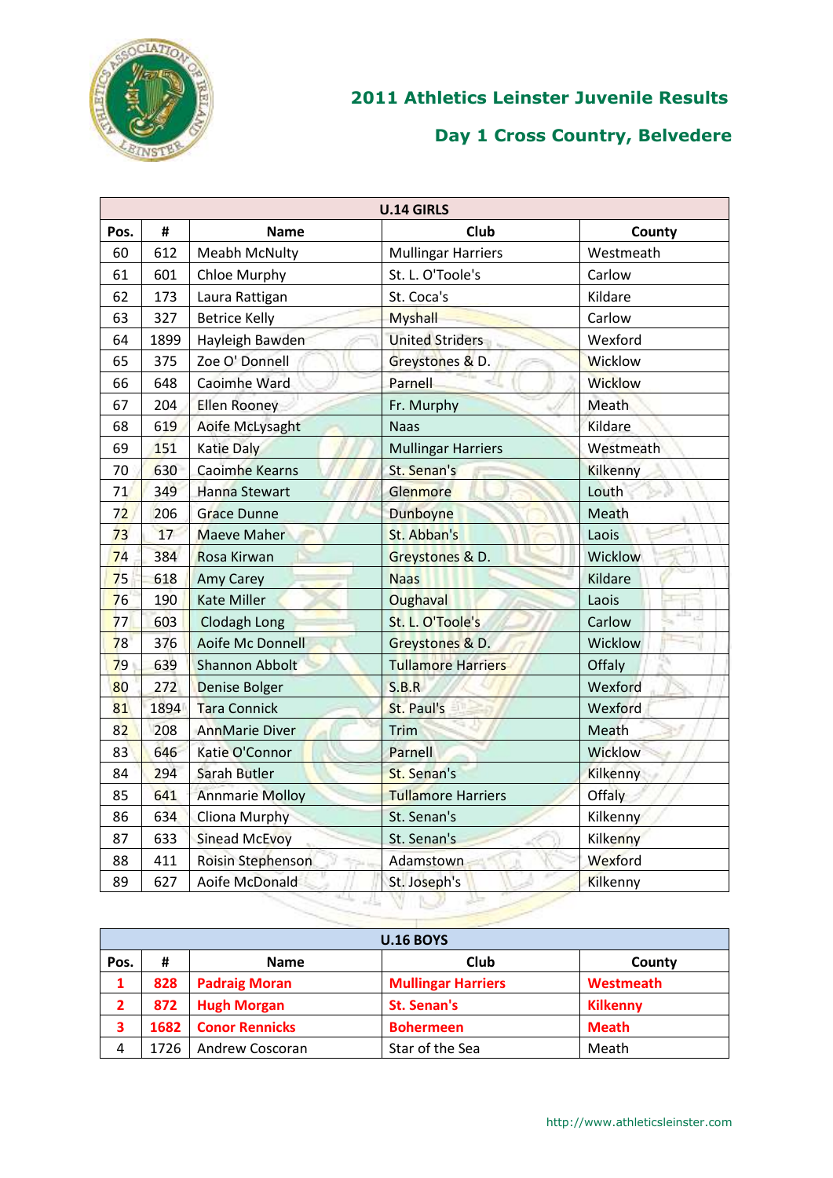# 2011 Athletics Leinster Juvenile Results

## Day 1 Cross Country, Belvedere

| U.14 GIRLS | | | | |
|---|---|---|---|---|
| **Pos.** | **#** | **Name** | **Club** | **County** |
| 60 | 612 | Meabh McNulty | Mullingar Harriers | Westmeath |
| 61 | 601 | Chloe Murphy | St. L. O'Toole's | Carlow |
| 62 | 173 | Laura Rattigan | St. Coca's | Kildare |
| 63 | 327 | Betrice Kelly | Myshall | Carlow |
| 64 | 1899 | Hayleigh Bawden | United Striders | Wexford |
| 65 | 375 | Zoe O' Donnell | Greystones & D. | Wicklow |
| 66 | 648 | Caoimhe Ward | Parnell | Wicklow |
| 67 | 204 | Ellen Rooney | Fr. Murphy | Meath |
| 68 | 619 | Aoife McLysaght | Naas | Kildare |
| 69 | 151 | Katie Daly | Mullingar Harriers | Westmeath |
| 70 | 630 | Caoimhe Kearns | St. Senan's | Kilkenny |
| 71 | 349 | Hanna Stewart | Glenmore | Louth |
| 72 | 206 | Grace Dunne | Dunboyne | Meath |
| 73 | 17 | Maeve Maher | St. Abban's | Laois |
| 74 | 384 | Rosa Kirwan | Greystones & D. | Wicklow |
| 75 | 618 | Amy Carey | Naas | Kildare |
| 76 | 190 | Kate Miller | Oughaval | Laois |
| 77 | 603 | Clodagh Long | St. L. O'Toole's | Carlow |
| 78 | 376 | Aoife Mc Donnell | Greystones & D. | Wicklow |
| 79 | 639 | Shannon Abbolt | Tullamore Harriers | Offaly |
| 80 | 272 | Denise Bolger | S.B.R | Wexford |
| 81 | 1894 | Tara Connick | St. Paul's | Wexford |
| 82 | 208 | AnnMarie Diver | Trim | Meath |
| 83 | 646 | Katie O'Connor | Parnell | Wicklow |
| 84 | 294 | Sarah Butler | St. Senan's | Kilkenny |
| 85 | 641 | Annmarie Molloy | Tullamore Harriers | Offaly |
| 86 | 634 | Cliona Murphy | St. Senan's | Kilkenny |
| 87 | 633 | Sinead McEvoy | St. Senan's | Kilkenny |
| 88 | 411 | Roisin Stephenson | Adamstown | Wexford |
| 89 | 627 | Aoife McDonald | St. Joseph's | Kilkenny |

| U.16 BOYS | | | | |
|---|---|---|---|---|
| **Pos.** | **#** | **Name** | **Club** | **County** |
| **1** | **828** | **Padraig Moran** | **Mullingar Harriers** | **Westmeath** |
| **2** | **872** | **Hugh Morgan** | **St. Senan's** | **Kilkenny** |
| **3** | **1682** | **Conor Rennicks** | **Bohermeen** | **Meath** |
| 4 | 1726 | Andrew Coscoran | Star of the Sea | Meath |

http://www.athleticsleinster.com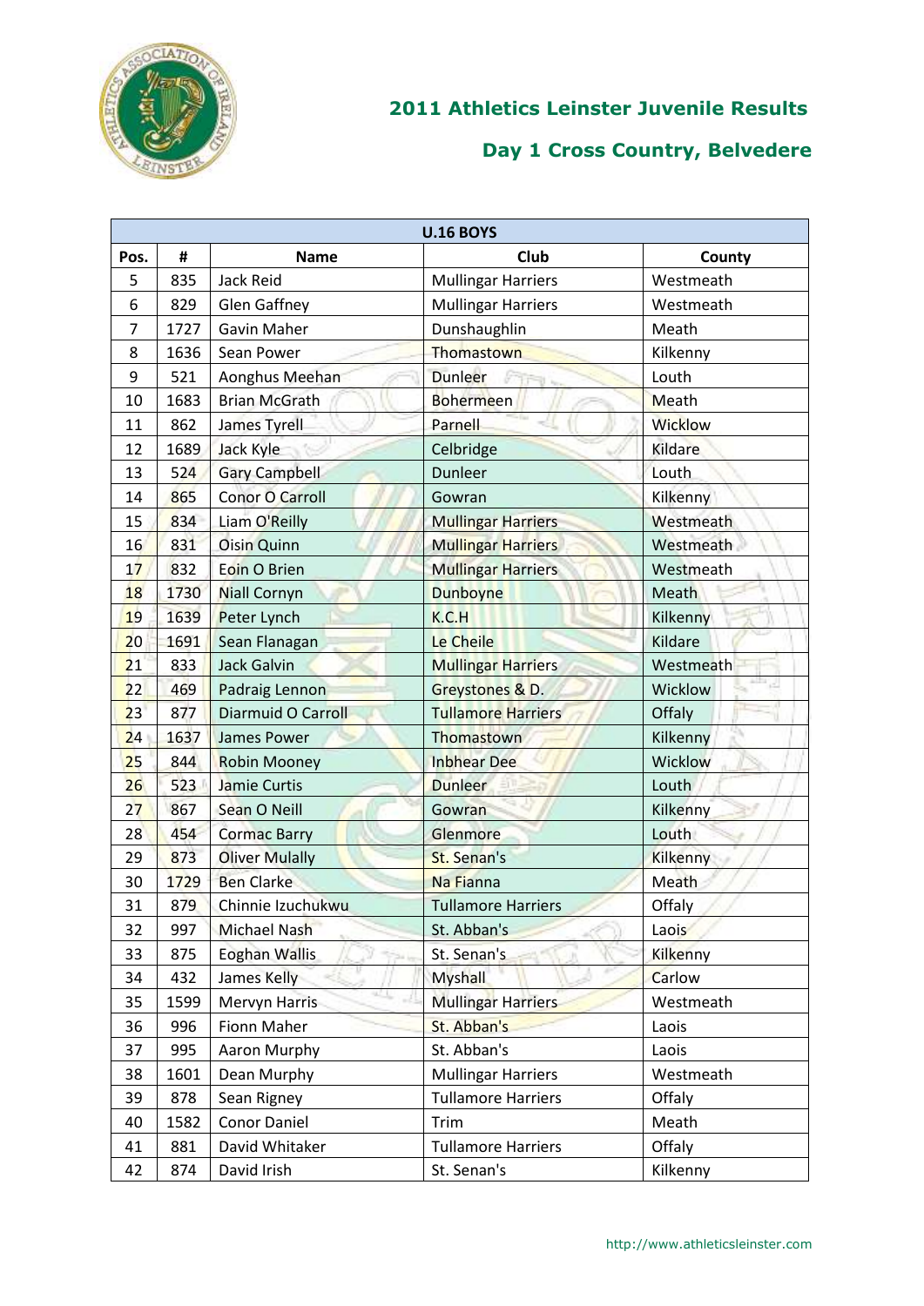## 2011 Athletics Leinster Juvenile Results

## Day 1 Cross Country, Belvedere

| U.16 BOYS | | | | |
|---|---|---|---|---|
| Pos. | # | Name | Club | County |
| 5 | 835 | Jack Reid | Mullingar Harriers | Westmeath |
| 6 | 829 | Glen Gaffney | Mullingar Harriers | Westmeath |
| 7 | 1727 | Gavin Maher | Dunshaughlin | Meath |
| 8 | 1636 | Sean Power | Thomastown | Kilkenny |
| 9 | 521 | Aonghus Meehan | Dunleer | Louth |
| 10 | 1683 | Brian McGrath | Bohermeen | Meath |
| 11 | 862 | James Tyrell | Parnell | Wicklow |
| 12 | 1689 | Jack Kyle | Celbridge | Kildare |
| 13 | 524 | Gary Campbell | Dunleer | Louth |
| 14 | 865 | Conor O Carroll | Gowran | Kilkenny |
| 15 | 834 | Liam O'Reilly | Mullingar Harriers | Westmeath |
| 16 | 831 | Oisin Quinn | Mullingar Harriers | Westmeath |
| 17 | 832 | Eoin O Brien | Mullingar Harriers | Westmeath |
| 18 | 1730 | Niall Cornyn | Dunboyne | Meath |
| 19 | 1639 | Peter Lynch | K.C.H | Kilkenny |
| 20 | 1691 | Sean Flanagan | Le Cheile | Kildare |
| 21 | 833 | Jack Galvin | Mullingar Harriers | Westmeath |
| 22 | 469 | Padraig Lennon | Greystones & D. | Wicklow |
| 23 | 877 | Diarmuid O Carroll | Tullamore Harriers | Offaly |
| 24 | 1637 | James Power | Thomastown | Kilkenny |
| 25 | 844 | Robin Mooney | Inbhear Dee | Wicklow |
| 26 | 523 | Jamie Curtis | Dunleer | Louth |
| 27 | 867 | Sean O Neill | Gowran | Kilkenny |
| 28 | 454 | Cormac Barry | Glenmore | Louth |
| 29 | 873 | Oliver Mulally | St. Senan's | Kilkenny |
| 30 | 1729 | Ben Clarke | Na Fianna | Meath |
| 31 | 879 | Chinnie Izuchukwu | Tullamore Harriers | Offaly |
| 32 | 997 | Michael Nash | St. Abban's | Laois |
| 33 | 875 | Eoghan Wallis | St. Senan's | Kilkenny |
| 34 | 432 | James Kelly | Myshall | Carlow |
| 35 | 1599 | Mervyn Harris | Mullingar Harriers | Westmeath |
| 36 | 996 | Fionn Maher | St. Abban's | Laois |
| 37 | 995 | Aaron Murphy | St. Abban's | Laois |
| 38 | 1601 | Dean Murphy | Mullingar Harriers | Westmeath |
| 39 | 878 | Sean Rigney | Tullamore Harriers | Offaly |
| 40 | 1582 | Conor Daniel | Trim | Meath |
| 41 | 881 | David Whitaker | Tullamore Harriers | Offaly |
| 42 | 874 | David Irish | St. Senan's | Kilkenny |

http://www.athleticsleinster.com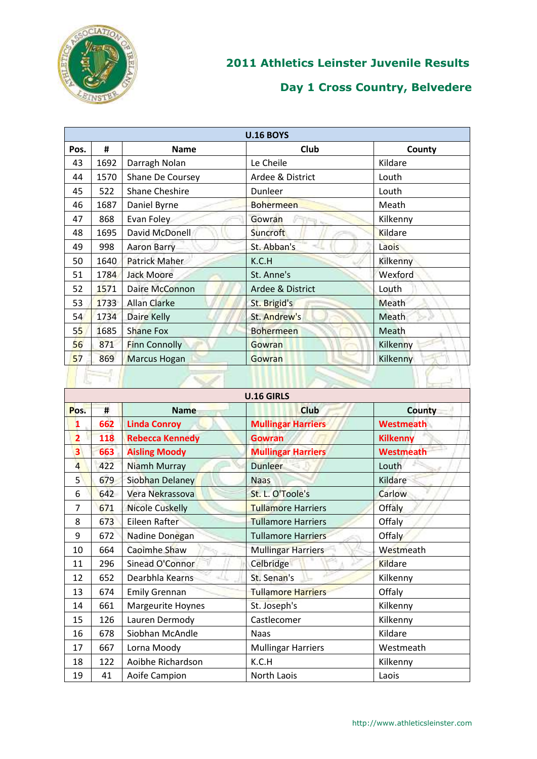# 2011 Athletics Leinster Juvenile Results

## Day 1 Cross Country, Belvedere

| U.16 BOYS | | | | |
|---|---|---|---|---|
| Pos. | # | Name | Club | County |
| 43 | 1692 | Darragh Nolan | Le Cheile | Kildare |
| 44 | 1570 | Shane De Coursey | Ardee & District | Louth |
| 45 | 522 | Shane Cheshire | Dunleer | Louth |
| 46 | 1687 | Daniel Byrne | Bohermeen | Meath |
| 47 | 868 | Evan Foley | Gowran | Kilkenny |
| 48 | 1695 | David McDonell | Suncroft | Kildare |
| 49 | 998 | Aaron Barry | St. Abban's | Laois |
| 50 | 1640 | Patrick Maher | K.C.H | Kilkenny |
| 51 | 1784 | Jack Moore | St. Anne's | Wexford |
| 52 | 1571 | Daire McConnon | Ardee & District | Louth |
| 53 | 1733 | Allan Clarke | St. Brigid's | Meath |
| 54 | 1734 | Daire Kelly | St. Andrew's | Meath |
| 55 | 1685 | Shane Fox | Bohermeen | Meath |
| 56 | 871 | Finn Connolly | Gowran | Kilkenny |
| 57 | 869 | Marcus Hogan | Gowran | Kilkenny |

| U.16 GIRLS | | | | |
|---|---|---|---|---|
| Pos. | # | Name | Club | County |
| **1** | **662** | **Linda Conroy** | **Mullingar Harriers** | **Westmeath** |
| **2** | **118** | **Rebecca Kennedy** | **Gowran** | **Kilkenny** |
| **3** | **663** | **Aisling Moody** | **Mullingar Harriers** | **Westmeath** |
| 4 | 422 | Niamh Murray | Dunleer | Louth |
| 5 | 679 | Siobhan Delaney | Naas | Kildare |
| 6 | 642 | Vera Nekrassova | St. L. O'Toole's | Carlow |
| 7 | 671 | Nicole Cuskelly | Tullamore Harriers | Offaly |
| 8 | 673 | Eileen Rafter | Tullamore Harriers | Offaly |
| 9 | 672 | Nadine Donegan | Tullamore Harriers | Offaly |
| 10 | 664 | Caoimhe Shaw | Mullingar Harriers | Westmeath |
| 11 | 296 | Sinead O'Connor | Celbridge | Kildare |
| 12 | 652 | Dearbhla Kearns | St. Senan's | Kilkenny |
| 13 | 674 | Emily Grennan | Tullamore Harriers | Offaly |
| 14 | 661 | Margeurite Hoynes | St. Joseph's | Kilkenny |
| 15 | 126 | Lauren Dermody | Castlecomer | Kilkenny |
| 16 | 678 | Siobhan McAndle | Naas | Kildare |
| 17 | 667 | Lorna Moody | Mullingar Harriers | Westmeath |
| 18 | 122 | Aoibhe Richardson | K.C.H | Kilkenny |
| 19 | 41 | Aoife Campion | North Laois | Laois |

http://www.athleticsleinster.com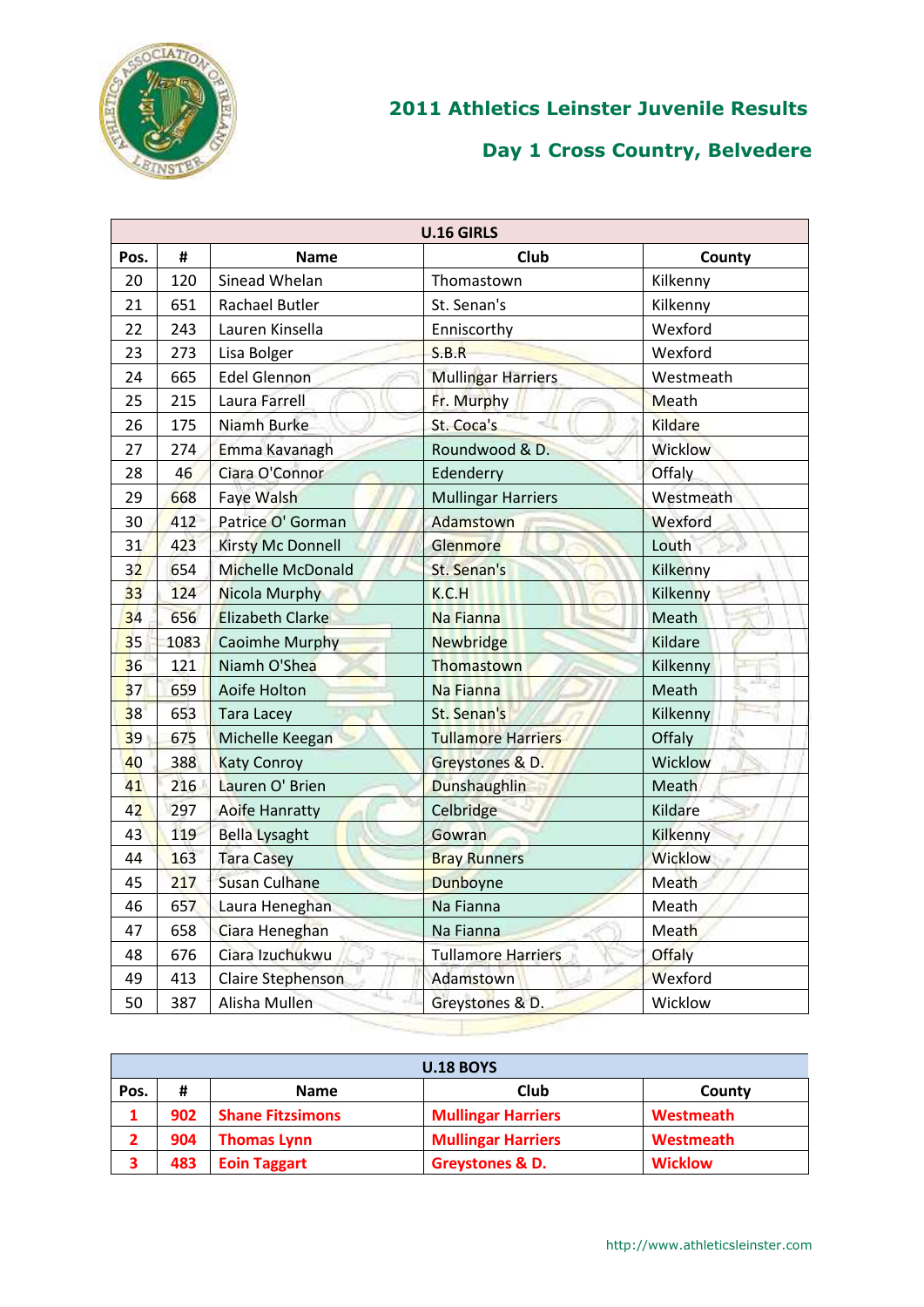# 2011 Athletics Leinster Juvenile Results

## Day 1 Cross Country, Belvedere

| U.16 GIRLS | | | | |
|---|---|---|---|---|
| Pos. | # | Name | Club | County |
| 20 | 120 | Sinead Whelan | Thomastown | Kilkenny |
| 21 | 651 | Rachael Butler | St. Senan's | Kilkenny |
| 22 | 243 | Lauren Kinsella | Enniscorthy | Wexford |
| 23 | 273 | Lisa Bolger | S.B.R | Wexford |
| 24 | 665 | Edel Glennon | Mullingar Harriers | Westmeath |
| 25 | 215 | Laura Farrell | Fr. Murphy | Meath |
| 26 | 175 | Niamh Burke | St. Coca's | Kildare |
| 27 | 274 | Emma Kavanagh | Roundwood & D. | Wicklow |
| 28 | 46 | Ciara O'Connor | Edenderry | Offaly |
| 29 | 668 | Faye Walsh | Mullingar Harriers | Westmeath |
| 30 | 412 | Patrice O' Gorman | Adamstown | Wexford |
| 31 | 423 | Kirsty Mc Donnell | Glenmore | Louth |
| 32 | 654 | Michelle McDonald | St. Senan's | Kilkenny |
| 33 | 124 | Nicola Murphy | K.C.H | Kilkenny |
| 34 | 656 | Elizabeth Clarke | Na Fianna | Meath |
| 35 | 1083 | Caoimhe Murphy | Newbridge | Kildare |
| 36 | 121 | Niamh O'Shea | Thomastown | Kilkenny |
| 37 | 659 | Aoife Holton | Na Fianna | Meath |
| 38 | 653 | Tara Lacey | St. Senan's | Kilkenny |
| 39 | 675 | Michelle Keegan | Tullamore Harriers | Offaly |
| 40 | 388 | Katy Conroy | Greystones & D. | Wicklow |
| 41 | 216 | Lauren O' Brien | Dunshaughlin | Meath |
| 42 | 297 | Aoife Hanratty | Celbridge | Kildare |
| 43 | 119 | Bella Lysaght | Gowran | Kilkenny |
| 44 | 163 | Tara Casey | Bray Runners | Wicklow |
| 45 | 217 | Susan Culhane | Dunboyne | Meath |
| 46 | 657 | Laura Heneghan | Na Fianna | Meath |
| 47 | 658 | Ciara Heneghan | Na Fianna | Meath |
| 48 | 676 | Ciara Izuchukwu | Tullamore Harriers | Offaly |
| 49 | 413 | Claire Stephenson | Adamstown | Wexford |
| 50 | 387 | Alisha Mullen | Greystones & D. | Wicklow |

| U.18 BOYS | | | | |
|---|---|---|---|---|
| Pos. | # | Name | Club | County |
| **1** | **902** | **Shane Fitzsimons** | **Mullingar Harriers** | **Westmeath** |
| **2** | **904** | **Thomas Lynn** | **Mullingar Harriers** | **Westmeath** |
| **3** | **483** | **Eoin Taggart** | **Greystones & D.** | **Wicklow** |

http://www.athleticsleinster.com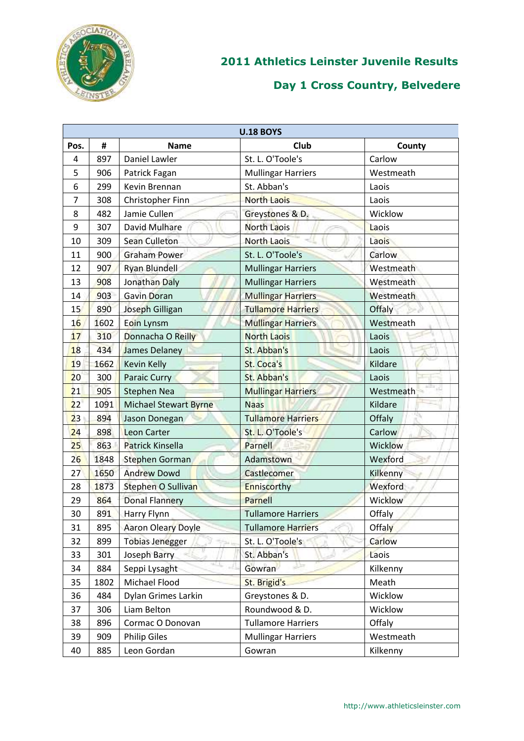## 2011 Athletics Leinster Juvenile Results

## Day 1 Cross Country, Belvedere

| U.18 BOYS | | | | |
|---|---|---|---|---|
| **Pos.** | **#** | **Name** | **Club** | **County** |
| 4 | 897 | Daniel Lawler | St. L. O'Toole's | Carlow |
| 5 | 906 | Patrick Fagan | Mullingar Harriers | Westmeath |
| 6 | 299 | Kevin Brennan | St. Abban's | Laois |
| 7 | 308 | Christopher Finn | North Laois | Laois |
| 8 | 482 | Jamie Cullen | Greystones & D. | Wicklow |
| 9 | 307 | David Mulhare | North Laois | Laois |
| 10 | 309 | Sean Culleton | North Laois | Laois |
| 11 | 900 | Graham Power | St. L. O'Toole's | Carlow |
| 12 | 907 | Ryan Blundell | Mullingar Harriers | Westmeath |
| 13 | 908 | Jonathan Daly | Mullingar Harriers | Westmeath |
| 14 | 903 | Gavin Doran | Mullingar Harriers | Westmeath |
| 15 | 890 | Joseph Gilligan | Tullamore Harriers | Offaly |
| 16 | 1602 | Eoin Lynsm | Mullingar Harriers | Westmeath |
| 17 | 310 | Donnacha O Reilly | North Laois | Laois |
| 18 | 434 | James Delaney | St. Abban's | Laois |
| 19 | 1662 | Kevin Kelly | St. Coca's | Kildare |
| 20 | 300 | Paraic Curry | St. Abban's | Laois |
| 21 | 905 | Stephen Nea | Mullingar Harriers | Westmeath |
| 22 | 1091 | Michael Stewart Byrne | Naas | Kildare |
| 23 | 894 | Jason Donegan | Tullamore Harriers | Offaly |
| 24 | 898 | Leon Carter | St. L. O'Toole's | Carlow |
| 25 | 863 | Patrick Kinsella | Parnell | Wicklow |
| 26 | 1848 | Stephen Gorman | Adamstown | Wexford |
| 27 | 1650 | Andrew Dowd | Castlecomer | Kilkenny |
| 28 | 1873 | Stephen O Sullivan | Enniscorthy | Wexford |
| 29 | 864 | Donal Flannery | Parnell | Wicklow |
| 30 | 891 | Harry Flynn | Tullamore Harriers | Offaly |
| 31 | 895 | Aaron Oleary Doyle | Tullamore Harriers | Offaly |
| 32 | 899 | Tobias Jenegger | St. L. O'Toole's | Carlow |
| 33 | 301 | Joseph Barry | St. Abban's | Laois |
| 34 | 884 | Seppi Lysaght | Gowran | Kilkenny |
| 35 | 1802 | Michael Flood | St. Brigid's | Meath |
| 36 | 484 | Dylan Grimes Larkin | Greystones & D. | Wicklow |
| 37 | 306 | Liam Belton | Roundwood & D. | Wicklow |
| 38 | 896 | Cormac O Donovan | Tullamore Harriers | Offaly |
| 39 | 909 | Philip Giles | Mullingar Harriers | Westmeath |
| 40 | 885 | Leon Gordan | Gowran | Kilkenny |

http://www.athleticsleinster.com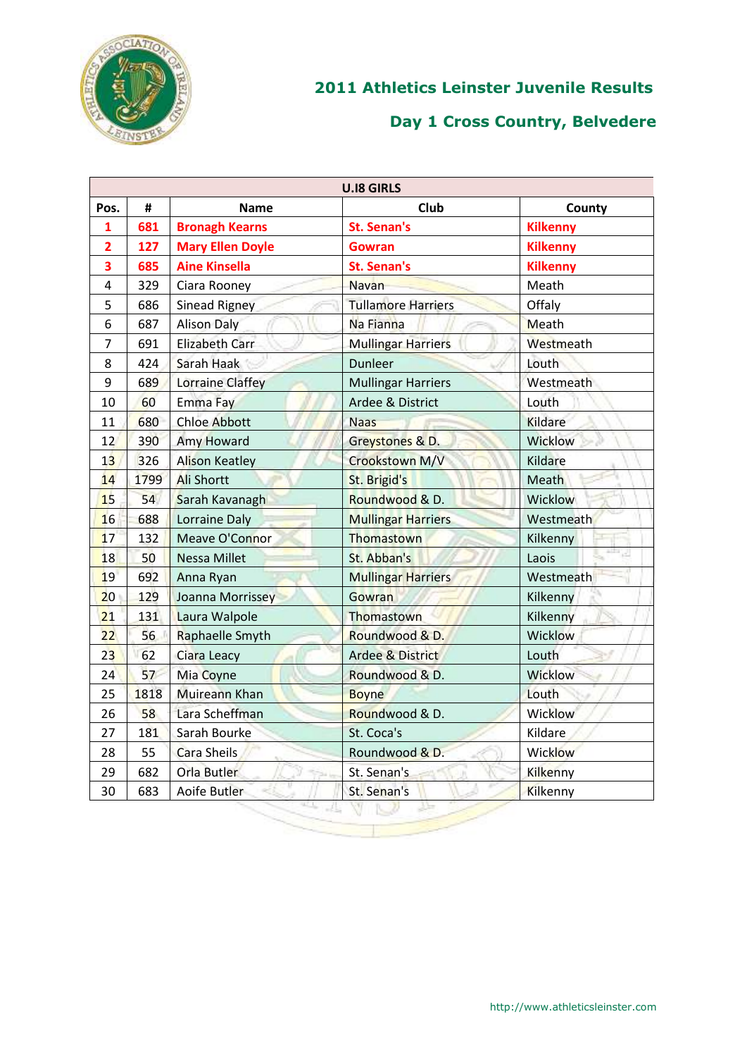## 2011 Athletics Leinster Juvenile Results

## Day 1 Cross Country, Belvedere

| U.I8 GIRLS | | | | |
|---|---|---|---|---|
| **Pos.** | **#** | **Name** | **Club** | **County** |
| **1** | **681** | **Bronagh Kearns** | **St. Senan's** | **Kilkenny** |
| **2** | **127** | **Mary Ellen Doyle** | **Gowran** | **Kilkenny** |
| **3** | **685** | **Aine Kinsella** | **St. Senan's** | **Kilkenny** |
| 4 | 329 | Ciara Rooney | Navan | Meath |
| 5 | 686 | Sinead Rigney | Tullamore Harriers | Offaly |
| 6 | 687 | Alison Daly | Na Fianna | Meath |
| 7 | 691 | Elizabeth Carr | Mullingar Harriers | Westmeath |
| 8 | 424 | Sarah Haak | Dunleer | Louth |
| 9 | 689 | Lorraine Claffey | Mullingar Harriers | Westmeath |
| 10 | 60 | Emma Fay | Ardee & District | Louth |
| 11 | 680 | Chloe Abbott | Naas | Kildare |
| 12 | 390 | Amy Howard | Greystones & D. | Wicklow |
| 13 | 326 | Alison Keatley | Crookstown M/V | Kildare |
| 14 | 1799 | Ali Shortt | St. Brigid's | Meath |
| 15 | 54 | Sarah Kavanagh | Roundwood & D. | Wicklow |
| 16 | 688 | Lorraine Daly | Mullingar Harriers | Westmeath |
| 17 | 132 | Meave O'Connor | Thomastown | Kilkenny |
| 18 | 50 | Nessa Millet | St. Abban's | Laois |
| 19 | 692 | Anna Ryan | Mullingar Harriers | Westmeath |
| 20 | 129 | Joanna Morrissey | Gowran | Kilkenny |
| 21 | 131 | Laura Walpole | Thomastown | Kilkenny |
| 22 | 56 | Raphaelle Smyth | Roundwood & D. | Wicklow |
| 23 | 62 | Ciara Leacy | Ardee & District | Louth |
| 24 | 57 | Mia Coyne | Roundwood & D. | Wicklow |
| 25 | 1818 | Muireann Khan | Boyne | Louth |
| 26 | 58 | Lara Scheffman | Roundwood & D. | Wicklow |
| 27 | 181 | Sarah Bourke | St. Coca's | Kildare |
| 28 | 55 | Cara Sheils | Roundwood & D. | Wicklow |
| 29 | 682 | Orla Butler | St. Senan's | Kilkenny |
| 30 | 683 | Aoife Butler | St. Senan's | Kilkenny |

http://www.athleticsleinster.com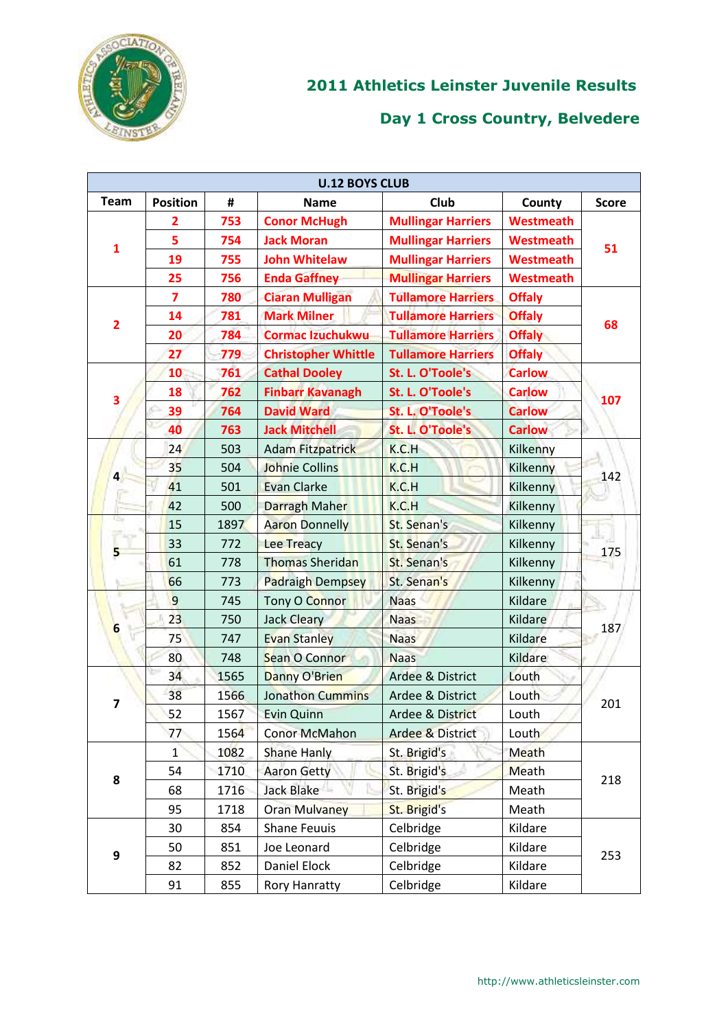## 2011 Athletics Leinster Juvenile Results

## Day 1 Cross Country, Belvedere

| U.12 BOYS CLUB | | | | | | |
|---|---|---|---|---|---|---|
| **Team** | **Position** | **#** | **Name** | **Club** | **County** | **Score** |
| 1 | 2 | 753 | Conor McHugh | Mullingar Harriers | Westmeath | 51 |
| | 5 | 754 | Jack Moran | Mullingar Harriers | Westmeath | |
| | 19 | 755 | John Whitelaw | Mullingar Harriers | Westmeath | |
| | 25 | 756 | Enda Gaffney | Mullingar Harriers | Westmeath | |
| 2 | 7 | 780 | Ciaran Mulligan | Tullamore Harriers | Offaly | 68 |
| | 14 | 781 | Mark Milner | Tullamore Harriers | Offaly | |
| | 20 | 784 | Cormac Izuchukwu | Tullamore Harriers | Offaly | |
| | 27 | 779 | Christopher Whittle | Tullamore Harriers | Offaly | |
| 3 | 10 | 761 | Cathal Dooley | St. L. O'Toole's | Carlow | 107 |
| | 18 | 762 | Finbarr Kavanagh | St. L. O'Toole's | Carlow | |
| | 39 | 764 | David Ward | St. L. O'Toole's | Carlow | |
| | 40 | 763 | Jack Mitchell | St. L. O'Toole's | Carlow | |
| 4 | 24 | 503 | Adam Fitzpatrick | K.C.H | Kilkenny | 142 |
| | 35 | 504 | Johnie Collins | K.C.H | Kilkenny | |
| | 41 | 501 | Evan Clarke | K.C.H | Kilkenny | |
| | 42 | 500 | Darragh Maher | K.C.H | Kilkenny | |
| 5 | 15 | 1897 | Aaron Donnelly | St. Senan's | Kilkenny | 175 |
| | 33 | 772 | Lee Treacy | St. Senan's | Kilkenny | |
| | 61 | 778 | Thomas Sheridan | St. Senan's | Kilkenny | |
| | 66 | 773 | Padraigh Dempsey | St. Senan's | Kilkenny | |
| 6 | 9 | 745 | Tony O Connor | Naas | Kildare | 187 |
| | 23 | 750 | Jack Cleary | Naas | Kildare | |
| | 75 | 747 | Evan Stanley | Naas | Kildare | |
| | 80 | 748 | Sean O Connor | Naas | Kildare | |
| 7 | 34 | 1565 | Danny O'Brien | Ardee & District | Louth | 201 |
| | 38 | 1566 | Jonathon Cummins | Ardee & District | Louth | |
| | 52 | 1567 | Evin Quinn | Ardee & District | Louth | |
| | 77 | 1564 | Conor McMahon | Ardee & District | Louth | |
| 8 | 1 | 1082 | Shane Hanly | St. Brigid's | Meath | 218 |
| | 54 | 1710 | Aaron Getty | St. Brigid's | Meath | |
| | 68 | 1716 | Jack Blake | St. Brigid's | Meath | |
| | 95 | 1718 | Oran Mulvaney | St. Brigid's | Meath | |
| 9 | 30 | 854 | Shane Feuuis | Celbridge | Kildare | 253 |
| | 50 | 851 | Joe Leonard | Celbridge | Kildare | |
| | 82 | 852 | Daniel Elock | Celbridge | Kildare | |
| | 91 | 855 | Rory Hanratty | Celbridge | Kildare | |

http://www.athleticsleinster.com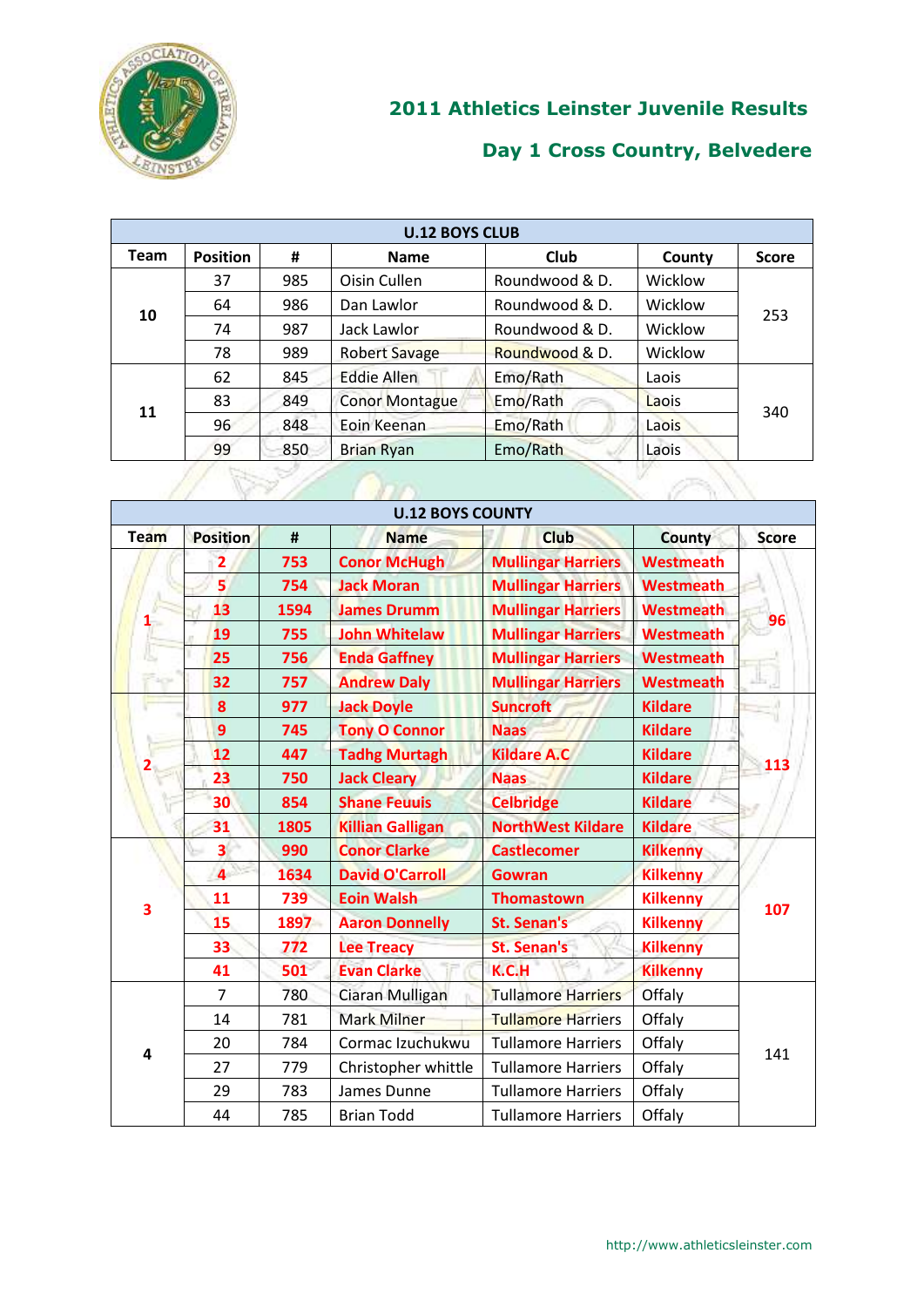## 2011 Athletics Leinster Juvenile Results

## Day 1 Cross Country, Belvedere

| U.12 BOYS CLUB | | | | | | |
|---|---|---|---|---|---|---|
| **Team** | **Position** | **#** | **Name** | **Club** | **County** | **Score** |
| **10** | 37 | 985 | Oisin Cullen | Roundwood & D. | Wicklow | 253 |
| | 64 | 986 | Dan Lawlor | Roundwood & D. | Wicklow | |
| | 74 | 987 | Jack Lawlor | Roundwood & D. | Wicklow | |
| | 78 | 989 | Robert Savage | Roundwood & D. | Wicklow | |
| **11** | 62 | 845 | Eddie Allen | Emo/Rath | Laois | 340 |
| | 83 | 849 | Conor Montague | Emo/Rath | Laois | |
| | 96 | 848 | Eoin Keenan | Emo/Rath | Laois | |
| | 99 | 850 | Brian Ryan | Emo/Rath | Laois | |

| U.12 BOYS COUNTY | | | | | | |
|---|---|---|---|---|---|---|
| **Team** | **Position** | **#** | **Name** | **Club** | **County** | **Score** |
| **1** | **2** | **753** | **Conor McHugh** | **Mullingar Harriers** | **Westmeath** | **96** |
| | **5** | **754** | **Jack Moran** | **Mullingar Harriers** | **Westmeath** | |
| | **13** | **1594** | **James Drumm** | **Mullingar Harriers** | **Westmeath** | |
| | **19** | **755** | **John Whitelaw** | **Mullingar Harriers** | **Westmeath** | |
| | **25** | **756** | **Enda Gaffney** | **Mullingar Harriers** | **Westmeath** | |
| | **32** | **757** | **Andrew Daly** | **Mullingar Harriers** | **Westmeath** | |
| **2** | **8** | **977** | **Jack Doyle** | **Suncroft** | **Kildare** | **113** |
| | **9** | **745** | **Tony O Connor** | **Naas** | **Kildare** | |
| | **12** | **447** | **Tadhg Murtagh** | **Kildare A.C** | **Kildare** | |
| | **23** | **750** | **Jack Cleary** | **Naas** | **Kildare** | |
| | **30** | **854** | **Shane Feuuis** | **Celbridge** | **Kildare** | |
| | **31** | **1805** | **Killian Galligan** | **NorthWest Kildare** | **Kildare** | |
| **3** | **3** | **990** | **Conor Clarke** | **Castlecomer** | **Kilkenny** | **107** |
| | **4** | **1634** | **David O'Carroll** | **Gowran** | **Kilkenny** | |
| | **11** | **739** | **Eoin Walsh** | **Thomastown** | **Kilkenny** | |
| | **15** | **1897** | **Aaron Donnelly** | **St. Senan's** | **Kilkenny** | |
| | **33** | **772** | **Lee Treacy** | **St. Senan's** | **Kilkenny** | |
| | **41** | **501** | **Evan Clarke** | **K.C.H** | **Kilkenny** | |
| **4** | 7 | 780 | Ciaran Mulligan | Tullamore Harriers | Offaly | 141 |
| | 14 | 781 | Mark Milner | Tullamore Harriers | Offaly | |
| | 20 | 784 | Cormac Izuchukwu | Tullamore Harriers | Offaly | |
| | 27 | 779 | Christopher whittle | Tullamore Harriers | Offaly | |
| | 29 | 783 | James Dunne | Tullamore Harriers | Offaly | |
| | 44 | 785 | Brian Todd | Tullamore Harriers | Offaly | |

http://www.athleticsleinster.com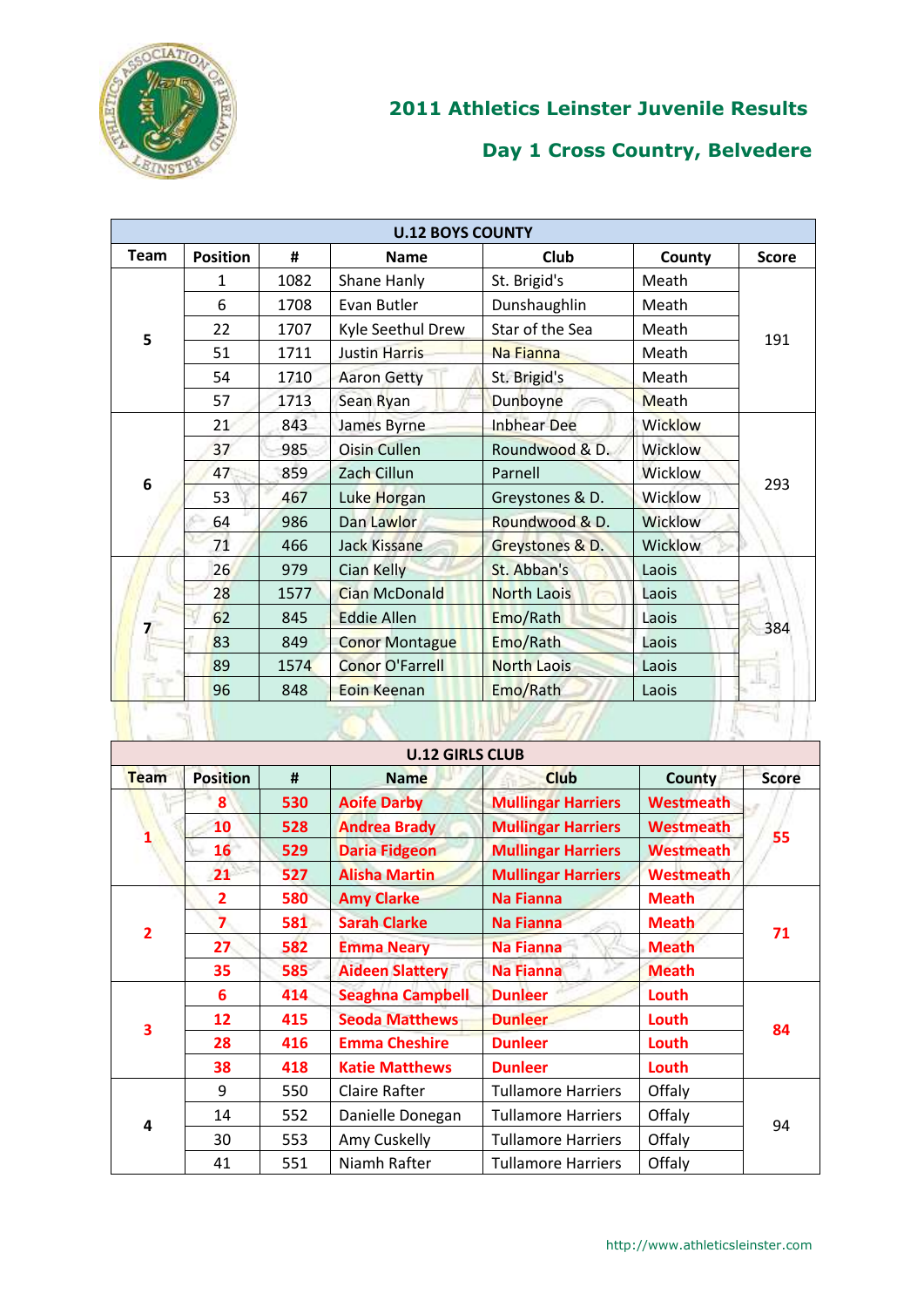## 2011 Athletics Leinster Juvenile Results

## Day 1 Cross Country, Belvedere

| U.12 BOYS COUNTY | | | | | | |
|---|---|---|---|---|---|---|
| **Team** | **Position** | **#** | **Name** | **Club** | **County** | **Score** |
| 5 | 1 | 1082 | Shane Hanly | St. Brigid's | Meath | 191 |
| | 6 | 1708 | Evan Butler | Dunshaughlin | Meath | |
| | 22 | 1707 | Kyle Seethul Drew | Star of the Sea | Meath | |
| | 51 | 1711 | Justin Harris | Na Fianna | Meath | |
| | 54 | 1710 | Aaron Getty | St. Brigid's | Meath | |
| | 57 | 1713 | Sean Ryan | Dunboyne | Meath | |
| 6 | 21 | 843 | James Byrne | Inbhear Dee | Wicklow | 293 |
| | 37 | 985 | Oisin Cullen | Roundwood & D. | Wicklow | |
| | 47 | 859 | Zach Cillun | Parnell | Wicklow | |
| | 53 | 467 | Luke Horgan | Greystones & D. | Wicklow | |
| | 64 | 986 | Dan Lawlor | Roundwood & D. | Wicklow | |
| | 71 | 466 | Jack Kissane | Greystones & D. | Wicklow | |
| 7 | 26 | 979 | Cian Kelly | St. Abban's | Laois | 384 |
| | 28 | 1577 | Cian McDonald | North Laois | Laois | |
| | 62 | 845 | Eddie Allen | Emo/Rath | Laois | |
| | 83 | 849 | Conor Montague | Emo/Rath | Laois | |
| | 89 | 1574 | Conor O'Farrell | North Laois | Laois | |
| | 96 | 848 | Eoin Keenan | Emo/Rath | Laois | |

| U.12 GIRLS CLUB | | | | | | |
|---|---|---|---|---|---|---|
| **Team** | **Position** | **#** | **Name** | **Club** | **County** | **Score** |
| **1** | **8** | **530** | **Aoife Darby** | **Mullingar Harriers** | **Westmeath** | **55** |
| | **10** | **528** | **Andrea Brady** | **Mullingar Harriers** | **Westmeath** | |
| | **16** | **529** | **Daria Fidgeon** | **Mullingar Harriers** | **Westmeath** | |
| | **21** | **527** | **Alisha Martin** | **Mullingar Harriers** | **Westmeath** | |
| **2** | **2** | **580** | **Amy Clarke** | **Na Fianna** | **Meath** | **71** |
| | **7** | **581** | **Sarah Clarke** | **Na Fianna** | **Meath** | |
| | **27** | **582** | **Emma Neary** | **Na Fianna** | **Meath** | |
| | **35** | **585** | **Aideen Slattery** | **Na Fianna** | **Meath** | |
| **3** | **6** | **414** | **Seaghna Campbell** | **Dunleer** | **Louth** | **84** |
| | **12** | **415** | **Seoda Matthews** | **Dunleer** | **Louth** | |
| | **28** | **416** | **Emma Cheshire** | **Dunleer** | **Louth** | |
| | **38** | **418** | **Katie Matthews** | **Dunleer** | **Louth** | |
| 4 | 9 | 550 | Claire Rafter | Tullamore Harriers | Offaly | 94 |
| | 14 | 552 | Danielle Donegan | Tullamore Harriers | Offaly | |
| | 30 | 553 | Amy Cuskelly | Tullamore Harriers | Offaly | |
| | 41 | 551 | Niamh Rafter | Tullamore Harriers | Offaly | |

http://www.athleticsleinster.com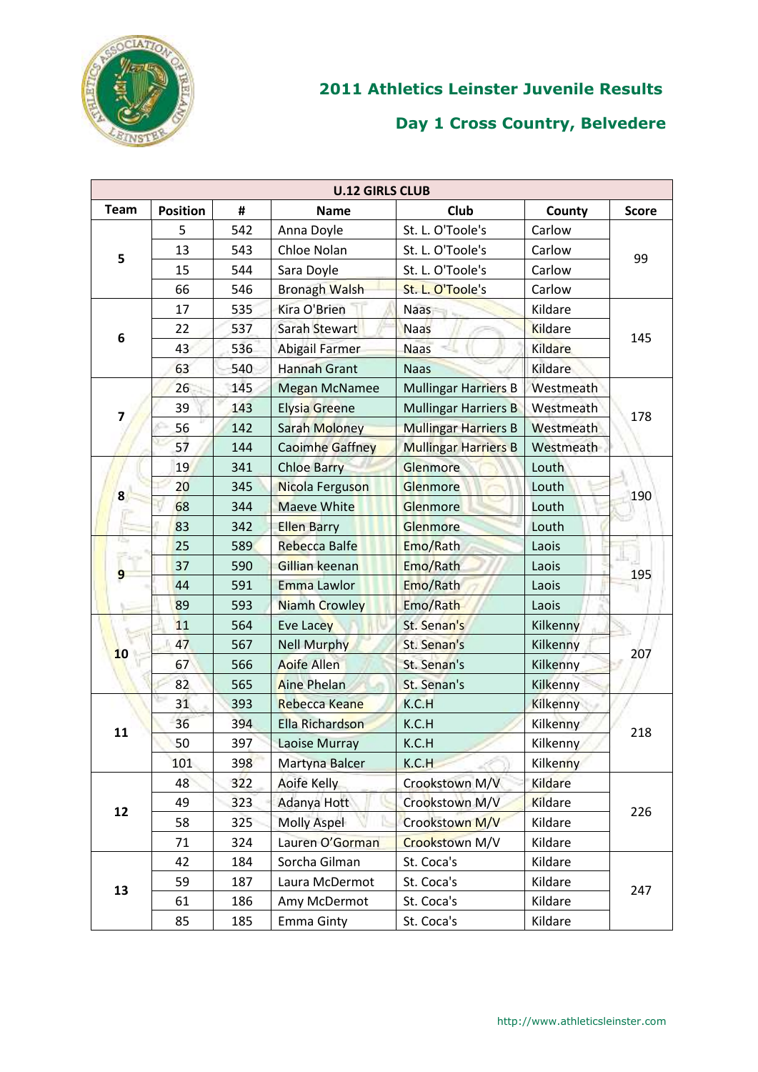## 2011 Athletics Leinster Juvenile Results

## Day 1 Cross Country, Belvedere

| U.12 GIRLS CLUB | | | | | | |
|---|---|---|---|---|---|---|
| **Team** | **Position** | **#** | **Name** | **Club** | **County** | **Score** |
| 5 | 5 | 542 | Anna Doyle | St. L. O'Toole's | Carlow | 99 |
| | 13 | 543 | Chloe Nolan | St. L. O'Toole's | Carlow | |
| | 15 | 544 | Sara Doyle | St. L. O'Toole's | Carlow | |
| | 66 | 546 | Bronagh Walsh | St. L. O'Toole's | Carlow | |
| 6 | 17 | 535 | Kira O'Brien | Naas | Kildare | 145 |
| | 22 | 537 | Sarah Stewart | Naas | Kildare | |
| | 43 | 536 | Abigail Farmer | Naas | Kildare | |
| | 63 | 540 | Hannah Grant | Naas | Kildare | |
| 7 | 26 | 145 | Megan McNamee | Mullingar Harriers B | Westmeath | 178 |
| | 39 | 143 | Elysia Greene | Mullingar Harriers B | Westmeath | |
| | 56 | 142 | Sarah Moloney | Mullingar Harriers B | Westmeath | |
| | 57 | 144 | Caoimhe Gaffney | Mullingar Harriers B | Westmeath | |
| 8 | 19 | 341 | Chloe Barry | Glenmore | Louth | 190 |
| | 20 | 345 | Nicola Ferguson | Glenmore | Louth | |
| | 68 | 344 | Maeve White | Glenmore | Louth | |
| | 83 | 342 | Ellen Barry | Glenmore | Louth | |
| 9 | 25 | 589 | Rebecca Balfe | Emo/Rath | Laois | 195 |
| | 37 | 590 | Gillian keenan | Emo/Rath | Laois | |
| | 44 | 591 | Emma Lawlor | Emo/Rath | Laois | |
| | 89 | 593 | Niamh Crowley | Emo/Rath | Laois | |
| 10 | 11 | 564 | Eve Lacey | St. Senan's | Kilkenny | 207 |
| | 47 | 567 | Nell Murphy | St. Senan's | Kilkenny | |
| | 67 | 566 | Aoife Allen | St. Senan's | Kilkenny | |
| | 82 | 565 | Aine Phelan | St. Senan's | Kilkenny | |
| 11 | 31 | 393 | Rebecca Keane | K.C.H | Kilkenny | 218 |
| | 36 | 394 | Ella Richardson | K.C.H | Kilkenny | |
| | 50 | 397 | Laoise Murray | K.C.H | Kilkenny | |
| | 101 | 398 | Martyna Balcer | K.C.H | Kilkenny | |
| 12 | 48 | 322 | Aoife Kelly | Crookstown M/V | Kildare | 226 |
| | 49 | 323 | Adanya Hott | Crookstown M/V | Kildare | |
| | 58 | 325 | Molly Aspel | Crookstown M/V | Kildare | |
| | 71 | 324 | Lauren O'Gorman | Crookstown M/V | Kildare | |
| 13 | 42 | 184 | Sorcha Gilman | St. Coca's | Kildare | 247 |
| | 59 | 187 | Laura McDermot | St. Coca's | Kildare | |
| | 61 | 186 | Amy McDermot | St. Coca's | Kildare | |
| | 85 | 185 | Emma Ginty | St. Coca's | Kildare | |

http://www.athleticsleinster.com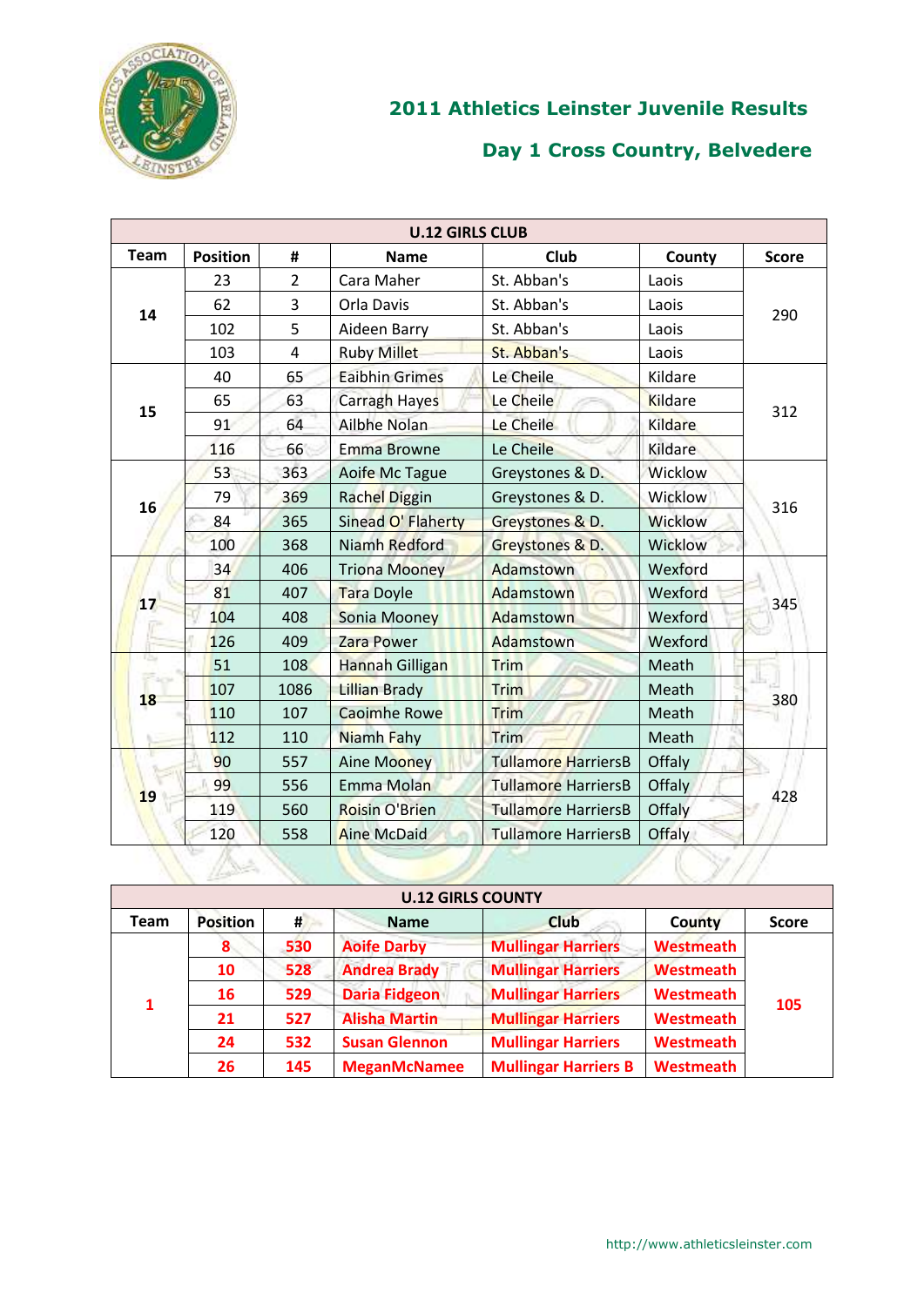## 2011 Athletics Leinster Juvenile Results

## Day 1 Cross Country, Belvedere

| U.12 GIRLS CLUB | | | | | | |
|---|---|---|---|---|---|---|
| **Team** | **Position** | **#** | **Name** | **Club** | **County** | **Score** |
| 14 | 23 | 2 | Cara Maher | St. Abban's | Laois | 290 |
| | 62 | 3 | Orla Davis | St. Abban's | Laois | |
| | 102 | 5 | Aideen Barry | St. Abban's | Laois | |
| | 103 | 4 | Ruby Millet | St. Abban's | Laois | |
| 15 | 40 | 65 | Eaibhin Grimes | Le Cheile | Kildare | 312 |
| | 65 | 63 | Carragh Hayes | Le Cheile | Kildare | |
| | 91 | 64 | Ailbhe Nolan | Le Cheile | Kildare | |
| | 116 | 66 | Emma Browne | Le Cheile | Kildare | |
| 16 | 53 | 363 | Aoife Mc Tague | Greystones & D. | Wicklow | 316 |
| | 79 | 369 | Rachel Diggin | Greystones & D. | Wicklow | |
| | 84 | 365 | Sinead O' Flaherty | Greystones & D. | Wicklow | |
| | 100 | 368 | Niamh Redford | Greystones & D. | Wicklow | |
| 17 | 34 | 406 | Triona Mooney | Adamstown | Wexford | 345 |
| | 81 | 407 | Tara Doyle | Adamstown | Wexford | |
| | 104 | 408 | Sonia Mooney | Adamstown | Wexford | |
| | 126 | 409 | Zara Power | Adamstown | Wexford | |
| 18 | 51 | 108 | Hannah Gilligan | Trim | Meath | 380 |
| | 107 | 1086 | Lillian Brady | Trim | Meath | |
| | 110 | 107 | Caoimhe Rowe | Trim | Meath | |
| | 112 | 110 | Niamh Fahy | Trim | Meath | |
| 19 | 90 | 557 | Aine Mooney | Tullamore HarriersB | Offaly | 428 |
| | 99 | 556 | Emma Molan | Tullamore HarriersB | Offaly | |
| | 119 | 560 | Roisin O'Brien | Tullamore HarriersB | Offaly | |
| | 120 | 558 | Aine McDaid | Tullamore HarriersB | Offaly | |

| U.12 GIRLS COUNTY | | | | | | |
|---|---|---|---|---|---|---|
| **Team** | **Position** | **#** | **Name** | **Club** | **County** | **Score** |
| **1** | **8** | **530** | **Aoife Darby** | **Mullingar Harriers** | **Westmeath** | **105** |
| | **10** | **528** | **Andrea Brady** | **Mullingar Harriers** | **Westmeath** | |
| | **16** | **529** | **Daria Fidgeon** | **Mullingar Harriers** | **Westmeath** | |
| | **21** | **527** | **Alisha Martin** | **Mullingar Harriers** | **Westmeath** | |
| | **24** | **532** | **Susan Glennon** | **Mullingar Harriers** | **Westmeath** | |
| | **26** | **145** | **MeganMcNamee** | **Mullingar Harriers B** | **Westmeath** | |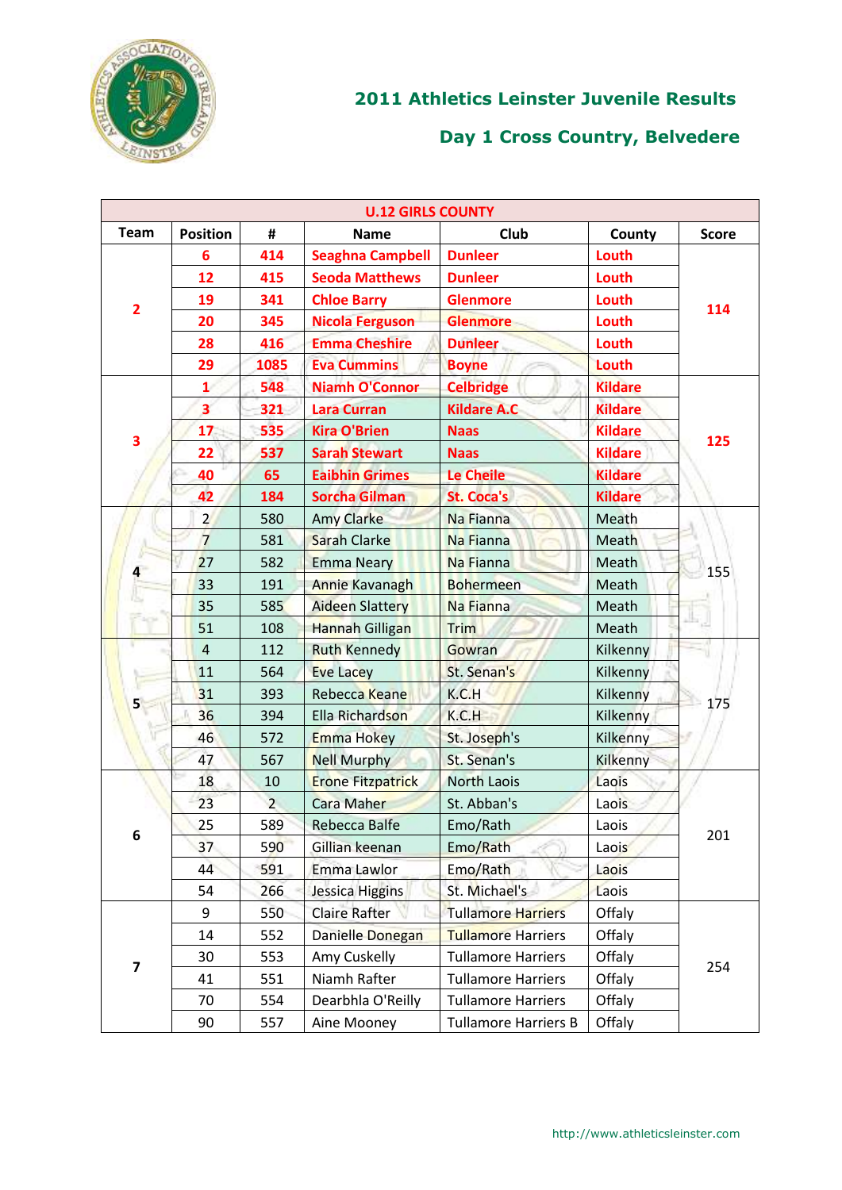## 2011 Athletics Leinster Juvenile Results

## Day 1 Cross Country, Belvedere

| U.12 GIRLS COUNTY | | | | | | |
|---|---|---|---|---|---|---|
| **Team** | **Position** | **#** | **Name** | **Club** | **County** | **Score** |
| 2 | 6 | 414 | Seaghna Campbell | Dunleer | Louth | 114 |
| | 12 | 415 | Seoda Matthews | Dunleer | Louth | |
| | 19 | 341 | Chloe Barry | Glenmore | Louth | |
| | 20 | 345 | Nicola Ferguson | Glenmore | Louth | |
| | 28 | 416 | Emma Cheshire | Dunleer | Louth | |
| | 29 | 1085 | Eva Cummins | Boyne | Louth | |
| 3 | 1 | 548 | Niamh O'Connor | Celbridge | Kildare | 125 |
| | 3 | 321 | Lara Curran | Kildare A.C | Kildare | |
| | 17 | 535 | Kira O'Brien | Naas | Kildare | |
| | 22 | 537 | Sarah Stewart | Naas | Kildare | |
| | 40 | 65 | Eaibhin Grimes | Le Cheile | Kildare | |
| | 42 | 184 | Sorcha Gilman | St. Coca's | Kildare | |
| 4 | 2 | 580 | Amy Clarke | Na Fianna | Meath | 155 |
| | 7 | 581 | Sarah Clarke | Na Fianna | Meath | |
| | 27 | 582 | Emma Neary | Na Fianna | Meath | |
| | 33 | 191 | Annie Kavanagh | Bohermeen | Meath | |
| | 35 | 585 | Aideen Slattery | Na Fianna | Meath | |
| | 51 | 108 | Hannah Gilligan | Trim | Meath | |
| 5 | 4 | 112 | Ruth Kennedy | Gowran | Kilkenny | 175 |
| | 11 | 564 | Eve Lacey | St. Senan's | Kilkenny | |
| | 31 | 393 | Rebecca Keane | K.C.H | Kilkenny | |
| | 36 | 394 | Ella Richardson | K.C.H | Kilkenny | |
| | 46 | 572 | Emma Hokey | St. Joseph's | Kilkenny | |
| | 47 | 567 | Nell Murphy | St. Senan's | Kilkenny | |
| 6 | 18 | 10 | Erone Fitzpatrick | North Laois | Laois | 201 |
| | 23 | 2 | Cara Maher | St. Abban's | Laois | |
| | 25 | 589 | Rebecca Balfe | Emo/Rath | Laois | |
| | 37 | 590 | Gillian keenan | Emo/Rath | Laois | |
| | 44 | 591 | Emma Lawlor | Emo/Rath | Laois | |
| | 54 | 266 | Jessica Higgins | St. Michael's | Laois | |
| 7 | 9 | 550 | Claire Rafter | Tullamore Harriers | Offaly | 254 |
| | 14 | 552 | Danielle Donegan | Tullamore Harriers | Offaly | |
| | 30 | 553 | Amy Cuskelly | Tullamore Harriers | Offaly | |
| | 41 | 551 | Niamh Rafter | Tullamore Harriers | Offaly | |
| | 70 | 554 | Dearbhla O'Reilly | Tullamore Harriers | Offaly | |
| | 90 | 557 | Aine Mooney | Tullamore Harriers B | Offaly | |

http://www.athleticsleinster.com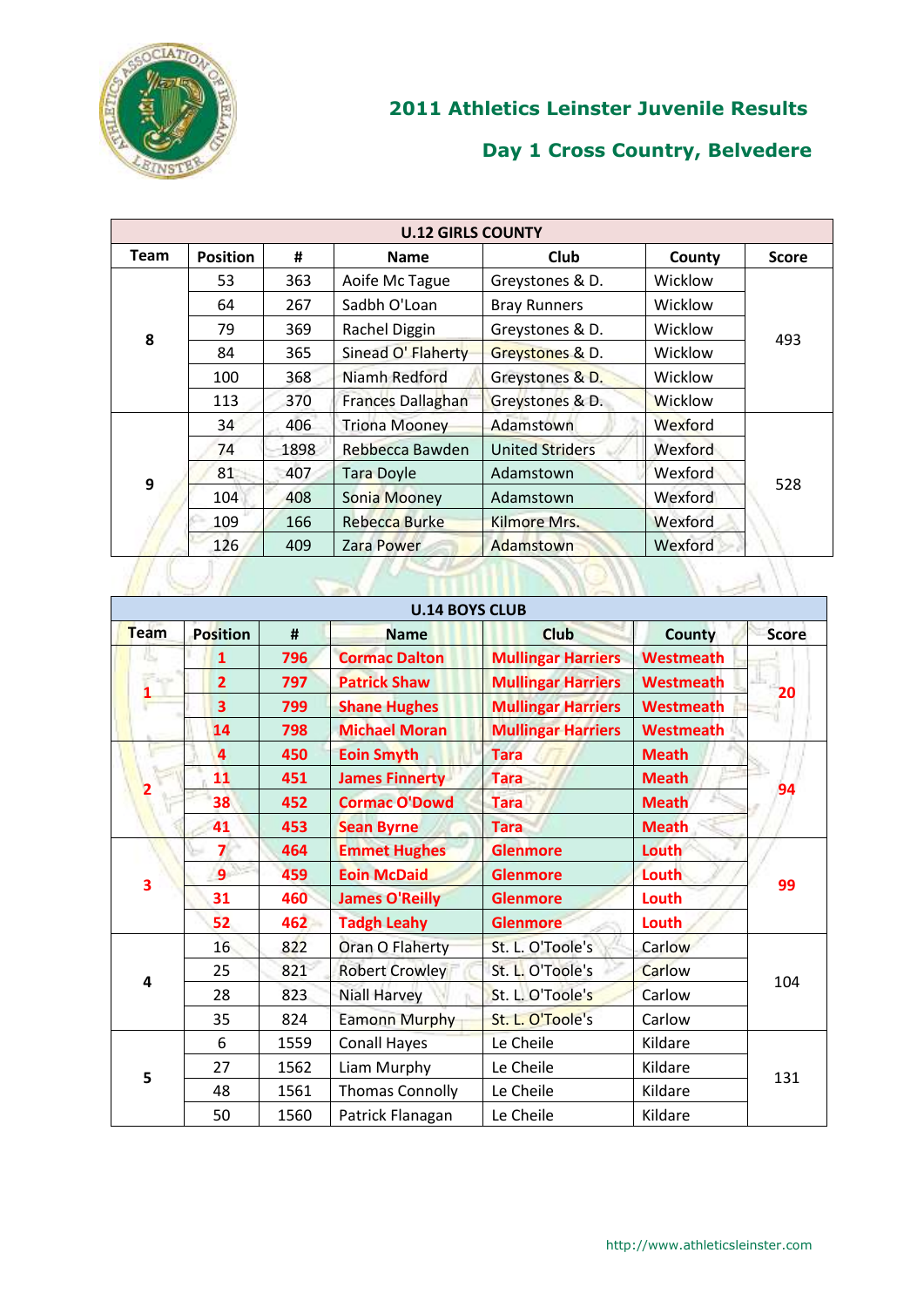## 2011 Athletics Leinster Juvenile Results

## Day 1 Cross Country, Belvedere

| U.12 GIRLS COUNTY | | | | | | |
|---|---|---|---|---|---|---|
| Team | Position | # | Name | Club | County | Score |
| 8 | 53 | 363 | Aoife Mc Tague | Greystones & D. | Wicklow | 493 |
| | 64 | 267 | Sadbh O'Loan | Bray Runners | Wicklow | |
| | 79 | 369 | Rachel Diggin | Greystones & D. | Wicklow | |
| | 84 | 365 | Sinead O' Flaherty | Greystones & D. | Wicklow | |
| | 100 | 368 | Niamh Redford | Greystones & D. | Wicklow | |
| | 113 | 370 | Frances Dallaghan | Greystones & D. | Wicklow | |
| 9 | 34 | 406 | Triona Mooney | Adamstown | Wexford | 528 |
| | 74 | 1898 | Rebbecca Bawden | United Striders | Wexford | |
| | 81 | 407 | Tara Doyle | Adamstown | Wexford | |
| | 104 | 408 | Sonia Mooney | Adamstown | Wexford | |
| | 109 | 166 | Rebecca Burke | Kilmore Mrs. | Wexford | |
| | 126 | 409 | Zara Power | Adamstown | Wexford | |

| U.14 BOYS CLUB | | | | | | |
|---|---|---|---|---|---|---|
| Team | Position | # | Name | Club | County | Score |
| 1 | 1 | 796 | Cormac Dalton | Mullingar Harriers | Westmeath | 20 |
| | 2 | 797 | Patrick Shaw | Mullingar Harriers | Westmeath | |
| | 3 | 799 | Shane Hughes | Mullingar Harriers | Westmeath | |
| | 14 | 798 | Michael Moran | Mullingar Harriers | Westmeath | |
| 2 | 4 | 450 | Eoin Smyth | Tara | Meath | 94 |
| | 11 | 451 | James Finnerty | Tara | Meath | |
| | 38 | 452 | Cormac O'Dowd | Tara | Meath | |
| | 41 | 453 | Sean Byrne | Tara | Meath | |
| 3 | 7 | 464 | Emmet Hughes | Glenmore | Louth | 99 |
| | 9 | 459 | Eoin McDaid | Glenmore | Louth | |
| | 31 | 460 | James O'Reilly | Glenmore | Louth | |
| | 52 | 462 | Tadgh Leahy | Glenmore | Louth | |
| 4 | 16 | 822 | Oran O Flaherty | St. L. O'Toole's | Carlow | 104 |
| | 25 | 821 | Robert Crowley | St. L. O'Toole's | Carlow | |
| | 28 | 823 | Niall Harvey | St. L. O'Toole's | Carlow | |
| | 35 | 824 | Eamonn Murphy | St. L. O'Toole's | Carlow | |
| 5 | 6 | 1559 | Conall Hayes | Le Cheile | Kildare | 131 |
| | 27 | 1562 | Liam Murphy | Le Cheile | Kildare | |
| | 48 | 1561 | Thomas Connolly | Le Cheile | Kildare | |
| | 50 | 1560 | Patrick Flanagan | Le Cheile | Kildare | |

http://www.athleticsleinster.com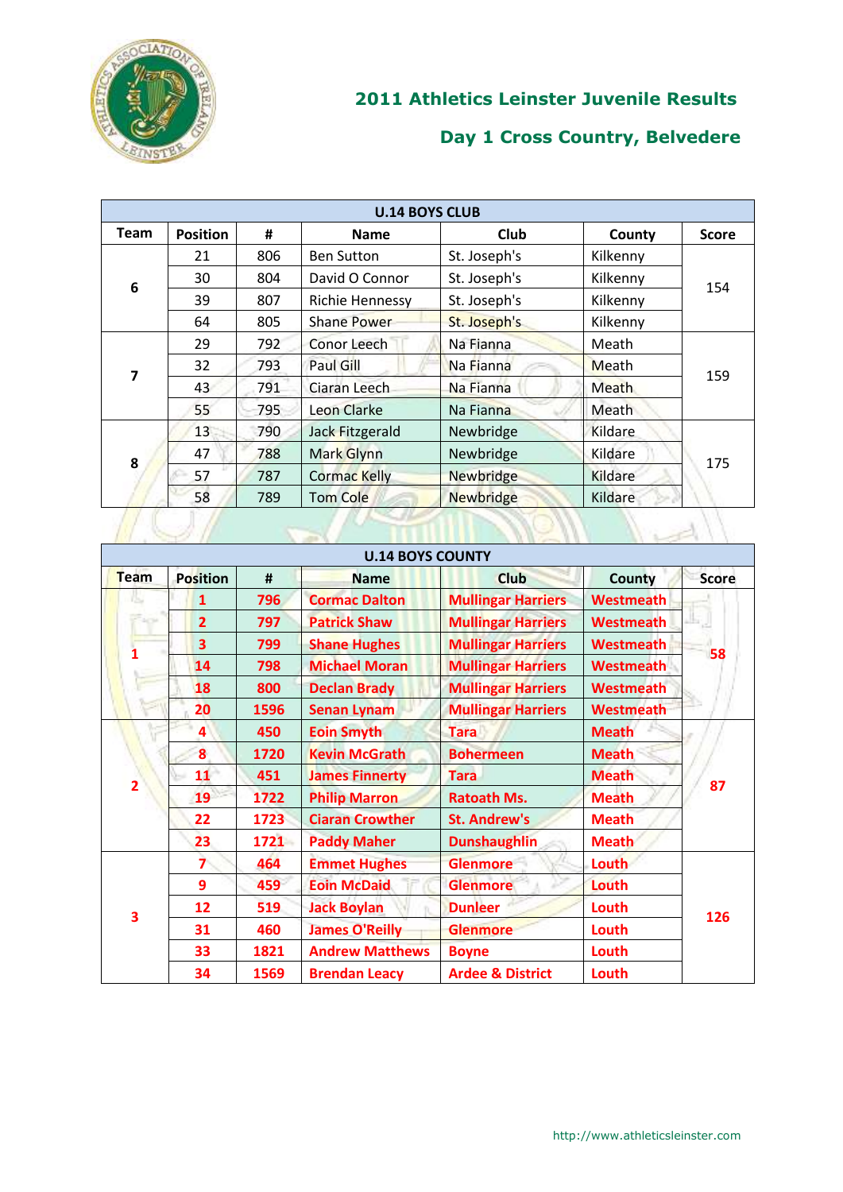# 2011 Athletics Leinster Juvenile Results

## Day 1 Cross Country, Belvedere

| U.14 BOYS CLUB | | | | | | |
|---|---|---|---|---|---|---|
| **Team** | **Position** | **#** | **Name** | **Club** | **County** | **Score** |
| 6 | 21 | 806 | Ben Sutton | St. Joseph's | Kilkenny | 154 |
| | 30 | 804 | David O Connor | St. Joseph's | Kilkenny | |
| | 39 | 807 | Richie Hennessy | St. Joseph's | Kilkenny | |
| | 64 | 805 | Shane Power | St. Joseph's | Kilkenny | |
| 7 | 29 | 792 | Conor Leech | Na Fianna | Meath | 159 |
| | 32 | 793 | Paul Gill | Na Fianna | Meath | |
| | 43 | 791 | Ciaran Leech | Na Fianna | Meath | |
| | 55 | 795 | Leon Clarke | Na Fianna | Meath | |
| 8 | 13 | 790 | Jack Fitzgerald | Newbridge | Kildare | 175 |
| | 47 | 788 | Mark Glynn | Newbridge | Kildare | |
| | 57 | 787 | Cormac Kelly | Newbridge | Kildare | |
| | 58 | 789 | Tom Cole | Newbridge | Kildare | |

| U.14 BOYS COUNTY | | | | | | |
|---|---|---|---|---|---|---|
| **Team** | **Position** | **#** | **Name** | **Club** | **County** | **Score** |
| 1 | 1 | 796 | Cormac Dalton | Mullingar Harriers | Westmeath | 58 |
| | 2 | 797 | Patrick Shaw | Mullingar Harriers | Westmeath | |
| | 3 | 799 | Shane Hughes | Mullingar Harriers | Westmeath | |
| | 14 | 798 | Michael Moran | Mullingar Harriers | Westmeath | |
| | 18 | 800 | Declan Brady | Mullingar Harriers | Westmeath | |
| | 20 | 1596 | Senan Lynam | Mullingar Harriers | Westmeath | |
| 2 | 4 | 450 | Eoin Smyth | Tara | Meath | 87 |
| | 8 | 1720 | Kevin McGrath | Bohermeen | Meath | |
| | 11 | 451 | James Finnerty | Tara | Meath | |
| | 19 | 1722 | Philip Marron | Ratoath Ms. | Meath | |
| | 22 | 1723 | Ciaran Crowther | St. Andrew's | Meath | |
| | 23 | 1721 | Paddy Maher | Dunshaughlin | Meath | |
| 3 | 7 | 464 | Emmet Hughes | Glenmore | Louth | 126 |
| | 9 | 459 | Eoin McDaid | Glenmore | Louth | |
| | 12 | 519 | Jack Boylan | Dunleer | Louth | |
| | 31 | 460 | James O'Reilly | Glenmore | Louth | |
| | 33 | 1821 | Andrew Matthews | Boyne | Louth | |
| | 34 | 1569 | Brendan Leacy | Ardee & District | Louth | |

http://www.athleticsleinster.com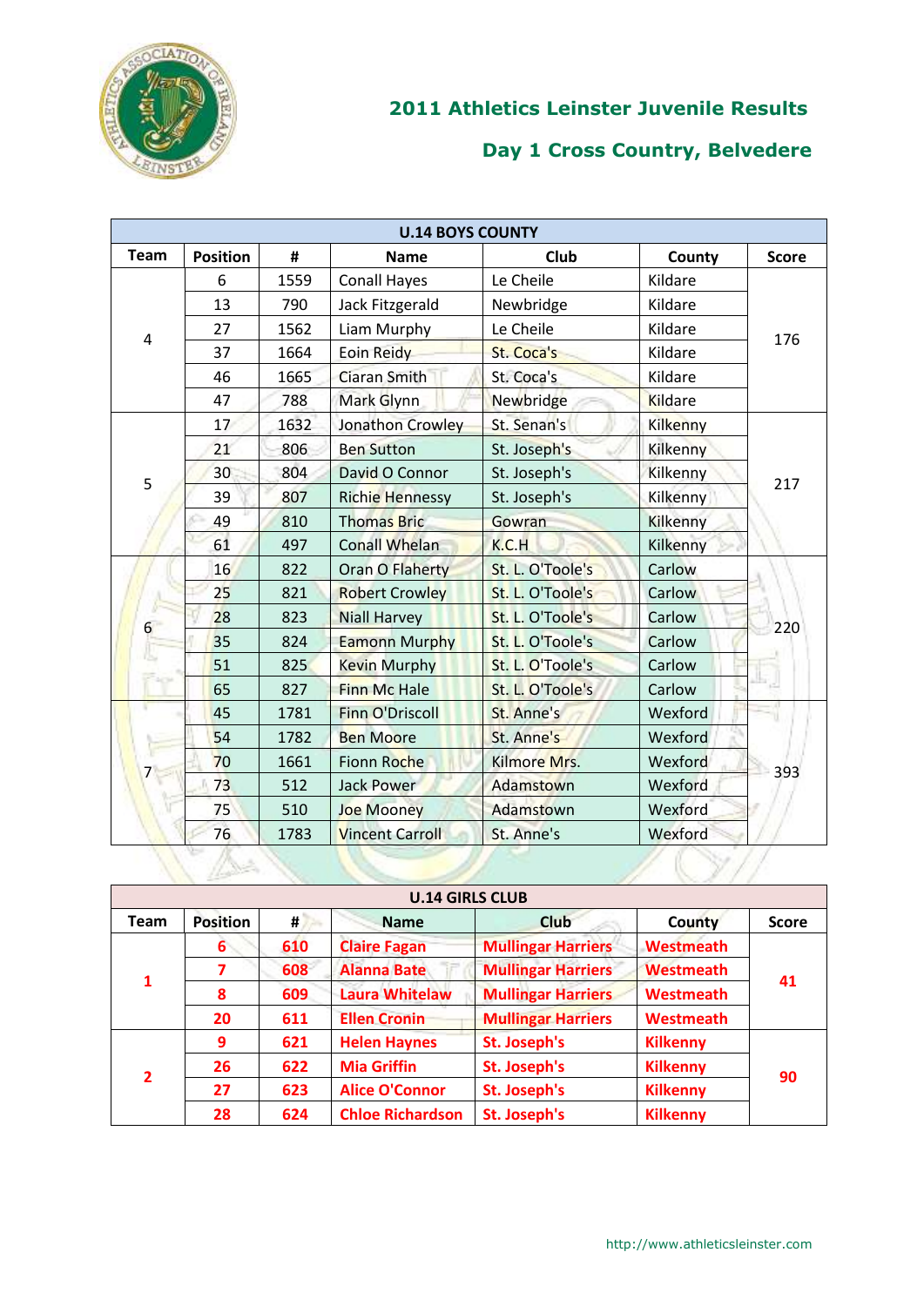# 2011 Athletics Leinster Juvenile Results

## Day 1 Cross Country, Belvedere

| U.14 BOYS COUNTY | | | | | | |
|---|---|---|---|---|---|---|
| Team | Position | # | Name | Club | County | Score |
| 4 | 6 | 1559 | Conall Hayes | Le Cheile | Kildare | 176 |
| | 13 | 790 | Jack Fitzgerald | Newbridge | Kildare | |
| | 27 | 1562 | Liam Murphy | Le Cheile | Kildare | |
| | 37 | 1664 | Eoin Reidy | St. Coca's | Kildare | |
| | 46 | 1665 | Ciaran Smith | St. Coca's | Kildare | |
| | 47 | 788 | Mark Glynn | Newbridge | Kildare | |
| 5 | 17 | 1632 | Jonathon Crowley | St. Senan's | Kilkenny | 217 |
| | 21 | 806 | Ben Sutton | St. Joseph's | Kilkenny | |
| | 30 | 804 | David O Connor | St. Joseph's | Kilkenny | |
| | 39 | 807 | Richie Hennessy | St. Joseph's | Kilkenny | |
| | 49 | 810 | Thomas Bric | Gowran | Kilkenny | |
| | 61 | 497 | Conall Whelan | K.C.H | Kilkenny | |
| 6 | 16 | 822 | Oran O Flaherty | St. L. O'Toole's | Carlow | 220 |
| | 25 | 821 | Robert Crowley | St. L. O'Toole's | Carlow | |
| | 28 | 823 | Niall Harvey | St. L. O'Toole's | Carlow | |
| | 35 | 824 | Eamonn Murphy | St. L. O'Toole's | Carlow | |
| | 51 | 825 | Kevin Murphy | St. L. O'Toole's | Carlow | |
| | 65 | 827 | Finn Mc Hale | St. L. O'Toole's | Carlow | |
| 7 | 45 | 1781 | Finn O'Driscoll | St. Anne's | Wexford | 393 |
| | 54 | 1782 | Ben Moore | St. Anne's | Wexford | |
| | 70 | 1661 | Fionn Roche | Kilmore Mrs. | Wexford | |
| | 73 | 512 | Jack Power | Adamstown | Wexford | |
| | 75 | 510 | Joe Mooney | Adamstown | Wexford | |
| | 76 | 1783 | Vincent Carroll | St. Anne's | Wexford | |

| U.14 GIRLS CLUB | | | | | | |
|---|---|---|---|---|---|---|
| Team | Position | # | Name | Club | County | Score |
| **1** | **6** | **610** | **Claire Fagan** | **Mullingar Harriers** | **Westmeath** | **41** |
| | **7** | **608** | **Alanna Bate** | **Mullingar Harriers** | **Westmeath** | |
| | **8** | **609** | **Laura Whitelaw** | **Mullingar Harriers** | **Westmeath** | |
| | **20** | **611** | **Ellen Cronin** | **Mullingar Harriers** | **Westmeath** | |
| **2** | **9** | **621** | **Helen Haynes** | **St. Joseph's** | **Kilkenny** | **90** |
| | **26** | **622** | **Mia Griffin** | **St. Joseph's** | **Kilkenny** | |
| | **27** | **623** | **Alice O'Connor** | **St. Joseph's** | **Kilkenny** | |
| | **28** | **624** | **Chloe Richardson** | **St. Joseph's** | **Kilkenny** | |

http://www.athleticsleinster.com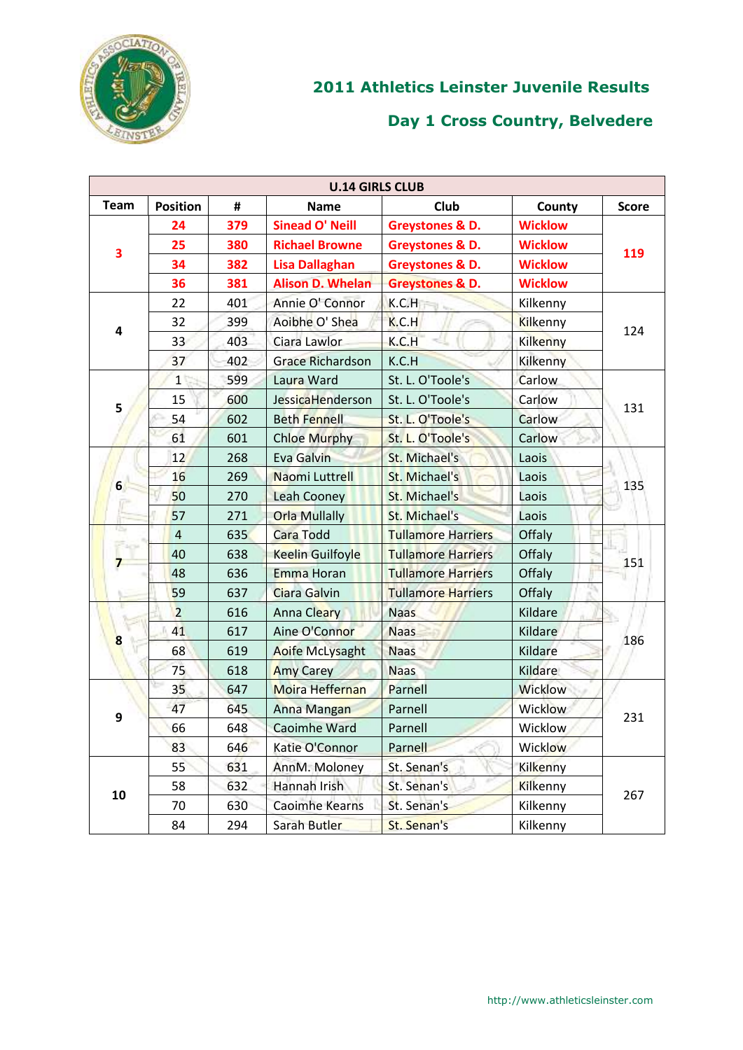# 2011 Athletics Leinster Juvenile Results

## Day 1 Cross Country, Belvedere

| U.14 GIRLS CLUB | | | | | | |
|---|---|---|---|---|---|---|
| **Team** | **Position** | **#** | **Name** | **Club** | **County** | **Score** |
| **3** | **24** | **379** | **Sinead O' Neill** | **Greystones & D.** | **Wicklow** | **119** |
| | **25** | **380** | **Richael Browne** | **Greystones & D.** | **Wicklow** | |
| | **34** | **382** | **Lisa Dallaghan** | **Greystones & D.** | **Wicklow** | |
| | **36** | **381** | **Alison D. Whelan** | **Greystones & D.** | **Wicklow** | |
| **4** | 22 | 401 | Annie O' Connor | K.C.H | Kilkenny | 124 |
| | 32 | 399 | Aoibhe O' Shea | K.C.H | Kilkenny | |
| | 33 | 403 | Ciara Lawlor | K.C.H | Kilkenny | |
| | 37 | 402 | Grace Richardson | K.C.H | Kilkenny | |
| **5** | 1 | 599 | Laura Ward | St. L. O'Toole's | Carlow | 131 |
| | 15 | 600 | JessicaHenderson | St. L. O'Toole's | Carlow | |
| | 54 | 602 | Beth Fennell | St. L. O'Toole's | Carlow | |
| | 61 | 601 | Chloe Murphy | St. L. O'Toole's | Carlow | |
| **6** | 12 | 268 | Eva Galvin | St. Michael's | Laois | 135 |
| | 16 | 269 | Naomi Luttrell | St. Michael's | Laois | |
| | 50 | 270 | Leah Cooney | St. Michael's | Laois | |
| | 57 | 271 | Orla Mullally | St. Michael's | Laois | |
| **7** | 4 | 635 | Cara Todd | Tullamore Harriers | Offaly | 151 |
| | 40 | 638 | Keelin Guilfoyle | Tullamore Harriers | Offaly | |
| | 48 | 636 | Emma Horan | Tullamore Harriers | Offaly | |
| | 59 | 637 | Ciara Galvin | Tullamore Harriers | Offaly | |
| **8** | 2 | 616 | Anna Cleary | Naas | Kildare | 186 |
| | 41 | 617 | Aine O'Connor | Naas | Kildare | |
| | 68 | 619 | Aoife McLysaght | Naas | Kildare | |
| | 75 | 618 | Amy Carey | Naas | Kildare | |
| **9** | 35 | 647 | Moira Heffernan | Parnell | Wicklow | 231 |
| | 47 | 645 | Anna Mangan | Parnell | Wicklow | |
| | 66 | 648 | Caoimhe Ward | Parnell | Wicklow | |
| | 83 | 646 | Katie O'Connor | Parnell | Wicklow | |
| **10** | 55 | 631 | AnnM. Moloney | St. Senan's | Kilkenny | 267 |
| | 58 | 632 | Hannah Irish | St. Senan's | Kilkenny | |
| | 70 | 630 | Caoimhe Kearns | St. Senan's | Kilkenny | |
| | 84 | 294 | Sarah Butler | St. Senan's | Kilkenny | |

http://www.athleticsleinster.com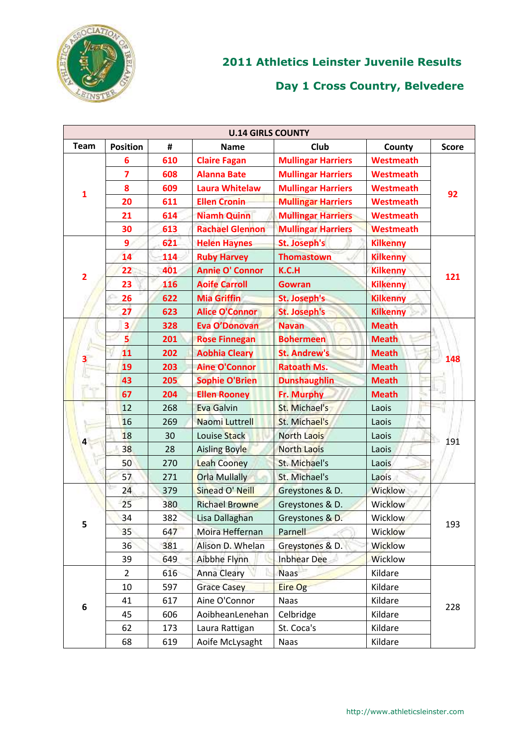# 2011 Athletics Leinster Juvenile Results

## Day 1 Cross Country, Belvedere

| U.14 GIRLS COUNTY | | | | | | |
|---|---|---|---|---|---|---|
| Team | Position | # | Name | Club | County | Score |
| 1 | 6 | 610 | Claire Fagan | Mullingar Harriers | Westmeath | 92 |
| | 7 | 608 | Alanna Bate | Mullingar Harriers | Westmeath | |
| | 8 | 609 | Laura Whitelaw | Mullingar Harriers | Westmeath | |
| | 20 | 611 | Ellen Cronin | Mullingar Harriers | Westmeath | |
| | 21 | 614 | Niamh Quinn | Mullingar Harriers | Westmeath | |
| | 30 | 613 | Rachael Glennon | Mullingar Harriers | Westmeath | |
| 2 | 9 | 621 | Helen Haynes | St. Joseph's | Kilkenny | 121 |
| | 14 | 114 | Ruby Harvey | Thomastown | Kilkenny | |
| | 22 | 401 | Annie O' Connor | K.C.H | Kilkenny | |
| | 23 | 116 | Aoife Carroll | Gowran | Kilkenny | |
| | 26 | 622 | Mia Griffin | St. Joseph's | Kilkenny | |
| | 27 | 623 | Alice O'Connor | St. Joseph's | Kilkenny | |
| 3 | 3 | 328 | Eva O'Donovan | Navan | Meath | 148 |
| | 5 | 201 | Rose Finnegan | Bohermeen | Meath | |
| | 11 | 202 | Aobhia Cleary | St. Andrew's | Meath | |
| | 19 | 203 | Aine O'Connor | Ratoath Ms. | Meath | |
| | 43 | 205 | Sophie O'Brien | Dunshaughlin | Meath | |
| | 67 | 204 | Ellen Rooney | Fr. Murphy | Meath | |
| 4 | 12 | 268 | Eva Galvin | St. Michael's | Laois | 191 |
| | 16 | 269 | Naomi Luttrell | St. Michael's | Laois | |
| | 18 | 30 | Louise Stack | North Laois | Laois | |
| | 38 | 28 | Aisling Boyle | North Laois | Laois | |
| | 50 | 270 | Leah Cooney | St. Michael's | Laois | |
| | 57 | 271 | Orla Mullally | St. Michael's | Laois | |
| 5 | 24 | 379 | Sinead O' Neill | Greystones & D. | Wicklow | 193 |
| | 25 | 380 | Richael Browne | Greystones & D. | Wicklow | |
| | 34 | 382 | Lisa Dallaghan | Greystones & D. | Wicklow | |
| | 35 | 647 | Moira Heffernan | Parnell | Wicklow | |
| | 36 | 381 | Alison D. Whelan | Greystones & D. | Wicklow | |
| | 39 | 649 | Aibbhe Flynn | Inbhear Dee | Wicklow | |
| 6 | 2 | 616 | Anna Cleary | Naas | Kildare | 228 |
| | 10 | 597 | Grace Casey | Eire Og | Kildare | |
| | 41 | 617 | Aine O'Connor | Naas | Kildare | |
| | 45 | 606 | AoibheanLenehan | Celbridge | Kildare | |
| | 62 | 173 | Laura Rattigan | St. Coca's | Kildare | |
| | 68 | 619 | Aoife McLysaght | Naas | Kildare | |

http://www.athleticsleinster.com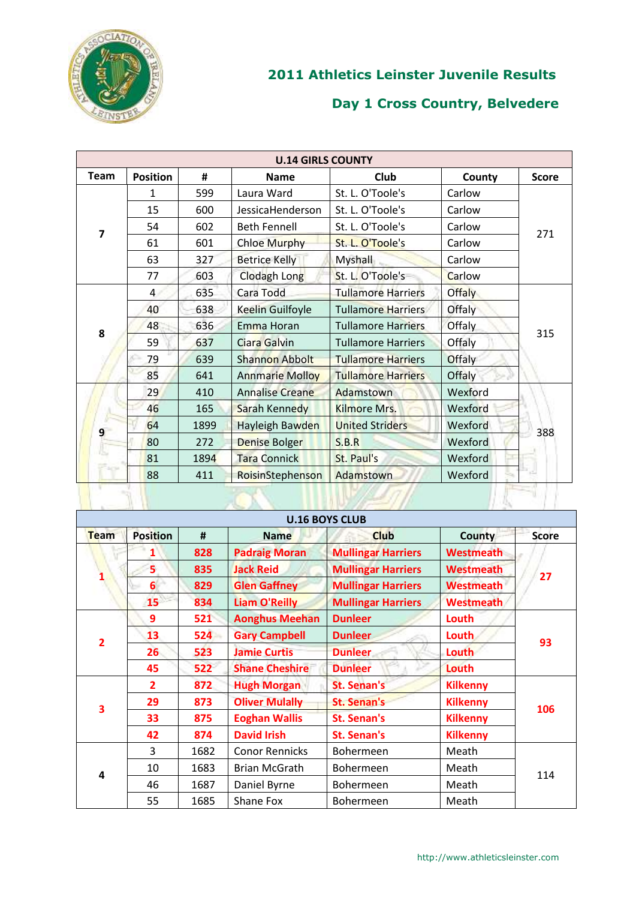## 2011 Athletics Leinster Juvenile Results

## Day 1 Cross Country, Belvedere

| U.14 GIRLS COUNTY | | | | | | |
|---|---|---|---|---|---|---|
| Team | Position | # | Name | Club | County | Score |
| 7 | 1 | 599 | Laura Ward | St. L. O'Toole's | Carlow | 271 |
| | 15 | 600 | JessicaHenderson | St. L. O'Toole's | Carlow | |
| | 54 | 602 | Beth Fennell | St. L. O'Toole's | Carlow | |
| | 61 | 601 | Chloe Murphy | St. L. O'Toole's | Carlow | |
| | 63 | 327 | Betrice Kelly | Myshall | Carlow | |
| | 77 | 603 | Clodagh Long | St. L. O'Toole's | Carlow | |
| 8 | 4 | 635 | Cara Todd | Tullamore Harriers | Offaly | 315 |
| | 40 | 638 | Keelin Guilfoyle | Tullamore Harriers | Offaly | |
| | 48 | 636 | Emma Horan | Tullamore Harriers | Offaly | |
| | 59 | 637 | Ciara Galvin | Tullamore Harriers | Offaly | |
| | 79 | 639 | Shannon Abbolt | Tullamore Harriers | Offaly | |
| | 85 | 641 | Annmarie Molloy | Tullamore Harriers | Offaly | |
| 9 | 29 | 410 | Annalise Creane | Adamstown | Wexford | 388 |
| | 46 | 165 | Sarah Kennedy | Kilmore Mrs. | Wexford | |
| | 64 | 1899 | Hayleigh Bawden | United Striders | Wexford | |
| | 80 | 272 | Denise Bolger | S.B.R | Wexford | |
| | 81 | 1894 | Tara Connick | St. Paul's | Wexford | |
| | 88 | 411 | RoisinStephenson | Adamstown | Wexford | |

| U.16 BOYS CLUB | | | | | | |
|---|---|---|---|---|---|---|
| Team | Position | # | Name | Club | County | Score |
| 1 | 1 | 828 | Padraig Moran | Mullingar Harriers | Westmeath | 27 |
| | 5 | 835 | Jack Reid | Mullingar Harriers | Westmeath | |
| | 6 | 829 | Glen Gaffney | Mullingar Harriers | Westmeath | |
| | 15 | 834 | Liam O'Reilly | Mullingar Harriers | Westmeath | |
| 2 | 9 | 521 | Aonghus Meehan | Dunleer | Louth | 93 |
| | 13 | 524 | Gary Campbell | Dunleer | Louth | |
| | 26 | 523 | Jamie Curtis | Dunleer | Louth | |
| | 45 | 522 | Shane Cheshire | Dunleer | Louth | |
| 3 | 2 | 872 | Hugh Morgan | St. Senan's | Kilkenny | 106 |
| | 29 | 873 | Oliver Mulally | St. Senan's | Kilkenny | |
| | 33 | 875 | Eoghan Wallis | St. Senan's | Kilkenny | |
| | 42 | 874 | David Irish | St. Senan's | Kilkenny | |
| 4 | 3 | 1682 | Conor Rennicks | Bohermeen | Meath | 114 |
| | 10 | 1683 | Brian McGrath | Bohermeen | Meath | |
| | 46 | 1687 | Daniel Byrne | Bohermeen | Meath | |
| | 55 | 1685 | Shane Fox | Bohermeen | Meath | |

http://www.athleticsleinster.com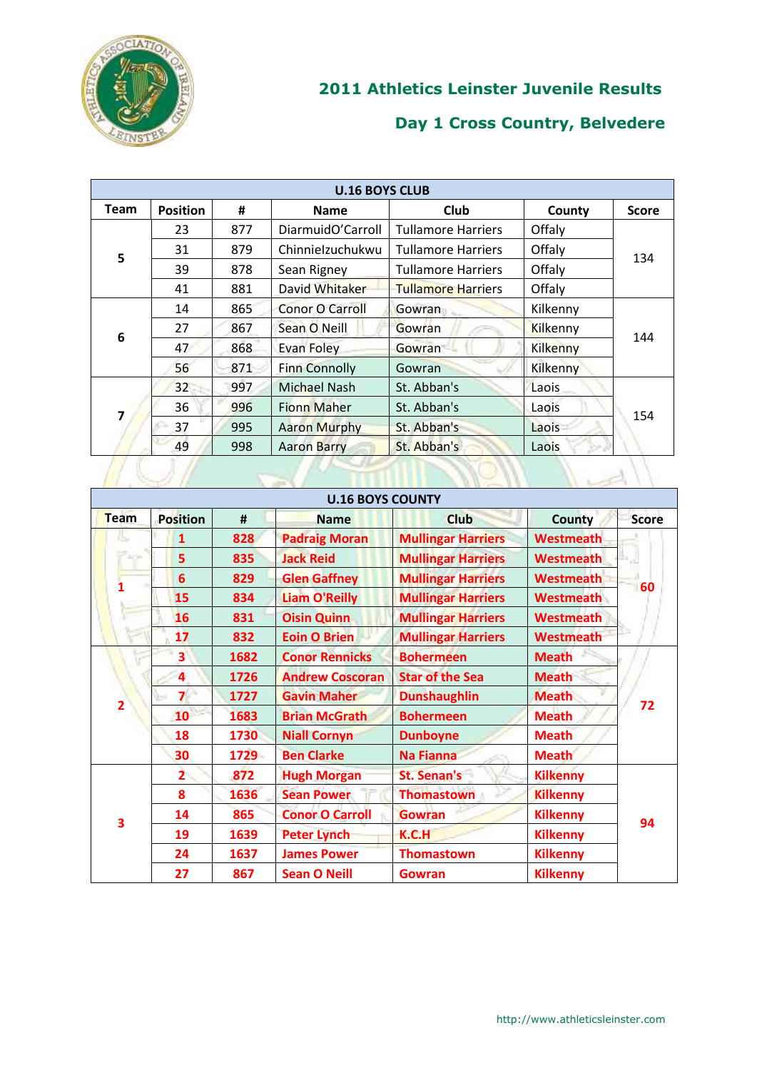## 2011 Athletics Leinster Juvenile Results

## Day 1 Cross Country, Belvedere

| U.16 BOYS CLUB | | | | | | |
|---|---|---|---|---|---|---|
| Team | Position | # | Name | Club | County | Score |
| 5 | 23 | 877 | DiarmuidO'Carroll | Tullamore Harriers | Offaly | 134 |
| | 31 | 879 | ChinnieIzuchukwu | Tullamore Harriers | Offaly | |
| | 39 | 878 | Sean Rigney | Tullamore Harriers | Offaly | |
| | 41 | 881 | David Whitaker | Tullamore Harriers | Offaly | |
| 6 | 14 | 865 | Conor O Carroll | Gowran | Kilkenny | 144 |
| | 27 | 867 | Sean O Neill | Gowran | Kilkenny | |
| | 47 | 868 | Evan Foley | Gowran | Kilkenny | |
| | 56 | 871 | Finn Connolly | Gowran | Kilkenny | |
| 7 | 32 | 997 | Michael Nash | St. Abban's | Laois | 154 |
| | 36 | 996 | Fionn Maher | St. Abban's | Laois | |
| | 37 | 995 | Aaron Murphy | St. Abban's | Laois | |
| | 49 | 998 | Aaron Barry | St. Abban's | Laois | |

| U.16 BOYS COUNTY | | | | | | |
|---|---|---|---|---|---|---|
| Team | Position | # | Name | Club | County | Score |
| 1 | 1 | 828 | Padraig Moran | Mullingar Harriers | Westmeath | 60 |
| | 5 | 835 | Jack Reid | Mullingar Harriers | Westmeath | |
| | 6 | 829 | Glen Gaffney | Mullingar Harriers | Westmeath | |
| | 15 | 834 | Liam O'Reilly | Mullingar Harriers | Westmeath | |
| | 16 | 831 | Oisin Quinn | Mullingar Harriers | Westmeath | |
| | 17 | 832 | Eoin O Brien | Mullingar Harriers | Westmeath | |
| 2 | 3 | 1682 | Conor Rennicks | Bohermeen | Meath | 72 |
| | 4 | 1726 | Andrew Coscoran | Star of the Sea | Meath | |
| | 7 | 1727 | Gavin Maher | Dunshaughlin | Meath | |
| | 10 | 1683 | Brian McGrath | Bohermeen | Meath | |
| | 18 | 1730 | Niall Cornyn | Dunboyne | Meath | |
| | 30 | 1729 | Ben Clarke | Na Fianna | Meath | |
| 3 | 2 | 872 | Hugh Morgan | St. Senan's | Kilkenny | 94 |
| | 8 | 1636 | Sean Power | Thomastown | Kilkenny | |
| | 14 | 865 | Conor O Carroll | Gowran | Kilkenny | |
| | 19 | 1639 | Peter Lynch | K.C.H | Kilkenny | |
| | 24 | 1637 | James Power | Thomastown | Kilkenny | |
| | 27 | 867 | Sean O Neill | Gowran | Kilkenny | |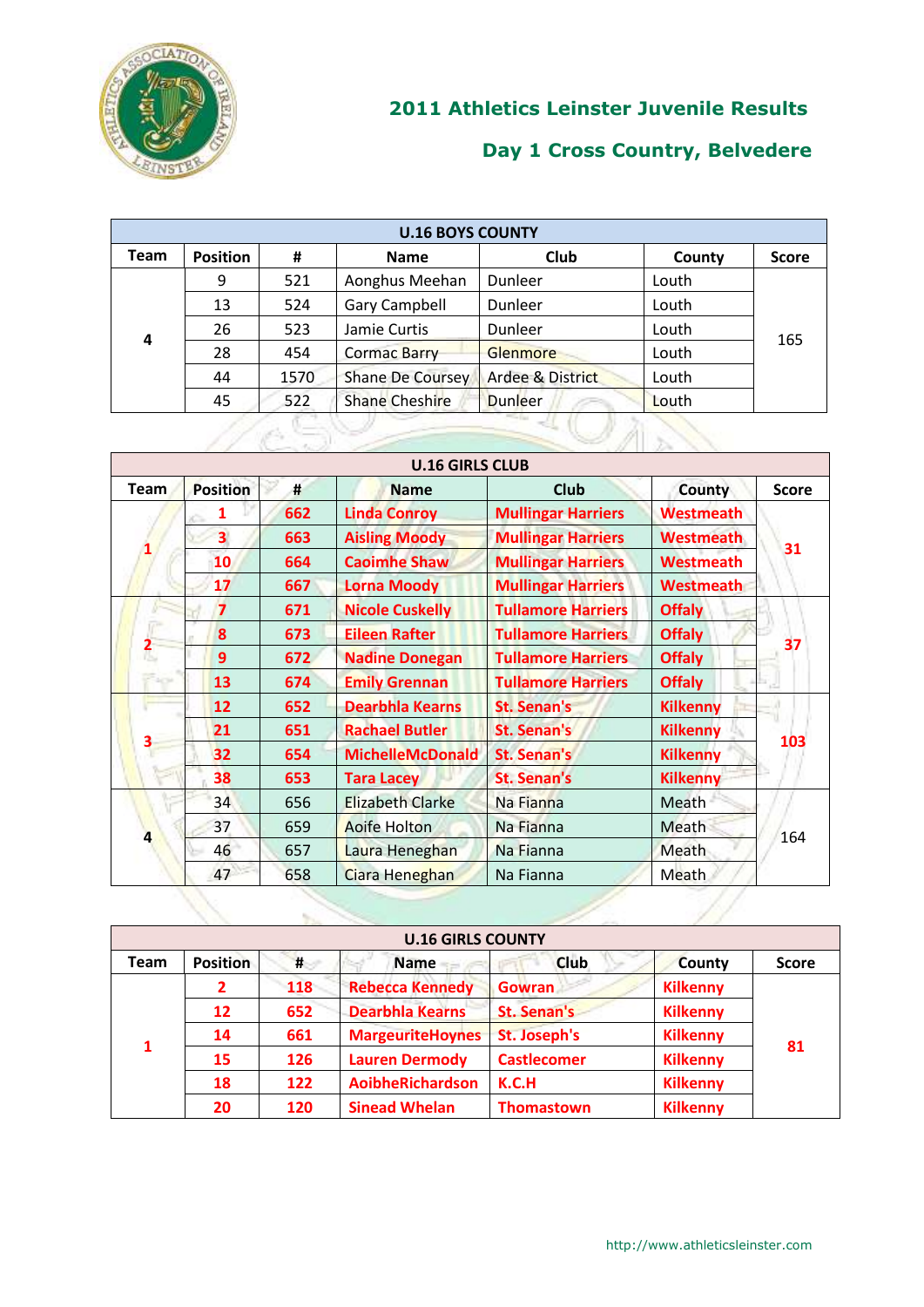## 2011 Athletics Leinster Juvenile Results

## Day 1 Cross Country, Belvedere

| U.16 BOYS COUNTY | | | | | | |
|---|---|---|---|---|---|---|
| **Team** | **Position** | **#** | **Name** | **Club** | **County** | **Score** |
| 4 | 9 | 521 | Aonghus Meehan | Dunleer | Louth | 165 |
| | 13 | 524 | Gary Campbell | Dunleer | Louth | |
| | 26 | 523 | Jamie Curtis | Dunleer | Louth | |
| | 28 | 454 | Cormac Barry | Glenmore | Louth | |
| | 44 | 1570 | Shane De Coursey | Ardee & District | Louth | |
| | 45 | 522 | Shane Cheshire | Dunleer | Louth | |

| U.16 GIRLS CLUB | | | | | | |
|---|---|---|---|---|---|---|
| **Team** | **Position** | **#** | **Name** | **Club** | **County** | **Score** |
| 1 | 1 | 662 | Linda Conroy | Mullingar Harriers | Westmeath | 31 |
| | 3 | 663 | Aisling Moody | Mullingar Harriers | Westmeath | |
| | 10 | 664 | Caoimhe Shaw | Mullingar Harriers | Westmeath | |
| | 17 | 667 | Lorna Moody | Mullingar Harriers | Westmeath | |
| 2 | 7 | 671 | Nicole Cuskelly | Tullamore Harriers | Offaly | 37 |
| | 8 | 673 | Eileen Rafter | Tullamore Harriers | Offaly | |
| | 9 | 672 | Nadine Donegan | Tullamore Harriers | Offaly | |
| | 13 | 674 | Emily Grennan | Tullamore Harriers | Offaly | |
| 3 | 12 | 652 | Dearbhla Kearns | St. Senan's | Kilkenny | 103 |
| | 21 | 651 | Rachael Butler | St. Senan's | Kilkenny | |
| | 32 | 654 | MichelleMcDonald | St. Senan's | Kilkenny | |
| | 38 | 653 | Tara Lacey | St. Senan's | Kilkenny | |
| 4 | 34 | 656 | Elizabeth Clarke | Na Fianna | Meath | 164 |
| | 37 | 659 | Aoife Holton | Na Fianna | Meath | |
| | 46 | 657 | Laura Heneghan | Na Fianna | Meath | |
| | 47 | 658 | Ciara Heneghan | Na Fianna | Meath | |

| U.16 GIRLS COUNTY | | | | | | |
|---|---|---|---|---|---|---|
| **Team** | **Position** | **#** | **Name** | **Club** | **County** | **Score** |
| 1 | 2 | 118 | Rebecca Kennedy | Gowran | Kilkenny | 81 |
| | 12 | 652 | Dearbhla Kearns | St. Senan's | Kilkenny | |
| | 14 | 661 | MargeuriteHoynes | St. Joseph's | Kilkenny | |
| | 15 | 126 | Lauren Dermody | Castlecomer | Kilkenny | |
| | 18 | 122 | AoibheRichardson | K.C.H | Kilkenny | |
| | 20 | 120 | Sinead Whelan | Thomastown | Kilkenny | |

http://www.athleticsleinster.com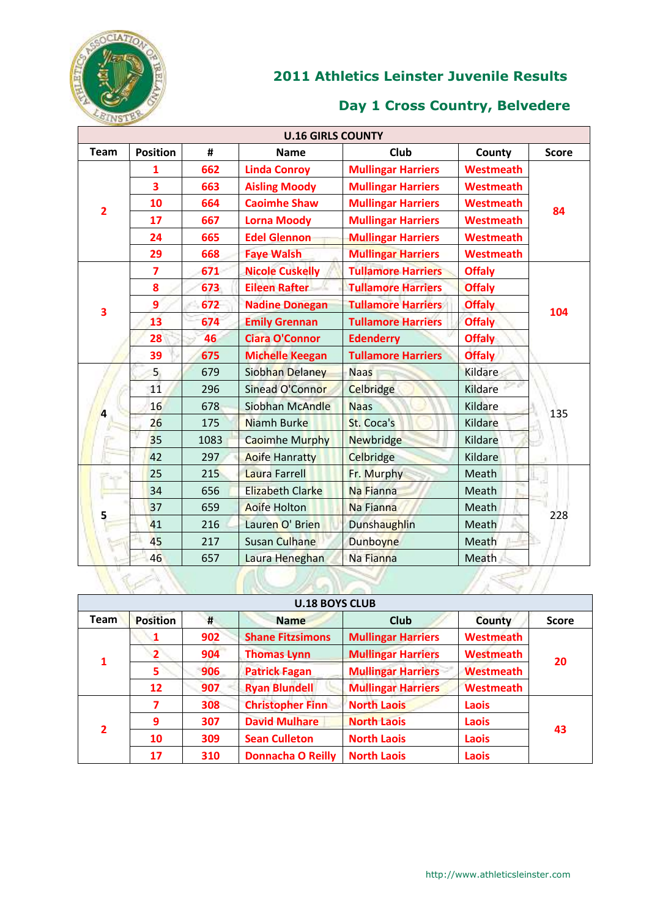## 2011 Athletics Leinster Juvenile Results

## Day 1 Cross Country, Belvedere

| U.16 GIRLS COUNTY | | | | | | |
|---|---|---|---|---|---|---|
| **Team** | **Position** | **#** | **Name** | **Club** | **County** | **Score** |
| 2 | 1 | 662 | Linda Conroy | Mullingar Harriers | Westmeath | 84 |
| | 3 | 663 | Aisling Moody | Mullingar Harriers | Westmeath | |
| | 10 | 664 | Caoimhe Shaw | Mullingar Harriers | Westmeath | |
| | 17 | 667 | Lorna Moody | Mullingar Harriers | Westmeath | |
| | 24 | 665 | Edel Glennon | Mullingar Harriers | Westmeath | |
| | 29 | 668 | Faye Walsh | Mullingar Harriers | Westmeath | |
| 3 | 7 | 671 | Nicole Cuskelly | Tullamore Harriers | Offaly | 104 |
| | 8 | 673 | Eileen Rafter | Tullamore Harriers | Offaly | |
| | 9 | 672 | Nadine Donegan | Tullamore Harriers | Offaly | |
| | 13 | 674 | Emily Grennan | Tullamore Harriers | Offaly | |
| | 28 | 46 | Ciara O'Connor | Edenderry | Offaly | |
| | 39 | 675 | Michelle Keegan | Tullamore Harriers | Offaly | |
| 4 | 5 | 679 | Siobhan Delaney | Naas | Kildare | 135 |
| | 11 | 296 | Sinead O'Connor | Celbridge | Kildare | |
| | 16 | 678 | Siobhan McAndle | Naas | Kildare | |
| | 26 | 175 | Niamh Burke | St. Coca's | Kildare | |
| | 35 | 1083 | Caoimhe Murphy | Newbridge | Kildare | |
| | 42 | 297 | Aoife Hanratty | Celbridge | Kildare | |
| 5 | 25 | 215 | Laura Farrell | Fr. Murphy | Meath | 228 |
| | 34 | 656 | Elizabeth Clarke | Na Fianna | Meath | |
| | 37 | 659 | Aoife Holton | Na Fianna | Meath | |
| | 41 | 216 | Lauren O' Brien | Dunshaughlin | Meath | |
| | 45 | 217 | Susan Culhane | Dunboyne | Meath | |
| | 46 | 657 | Laura Heneghan | Na Fianna | Meath | |

| U.18 BOYS CLUB | | | | | | |
|---|---|---|---|---|---|---|
| **Team** | **Position** | **#** | **Name** | **Club** | **County** | **Score** |
| 1 | 1 | 902 | Shane Fitzsimons | Mullingar Harriers | Westmeath | 20 |
| | 2 | 904 | Thomas Lynn | Mullingar Harriers | Westmeath | |
| | 5 | 906 | Patrick Fagan | Mullingar Harriers | Westmeath | |
| | 12 | 907 | Ryan Blundell | Mullingar Harriers | Westmeath | |
| 2 | 7 | 308 | Christopher Finn | North Laois | Laois | 43 |
| | 9 | 307 | David Mulhare | North Laois | Laois | |
| | 10 | 309 | Sean Culleton | North Laois | Laois | |
| | 17 | 310 | Donnacha O Reilly | North Laois | Laois | |

http://www.athleticsleinster.com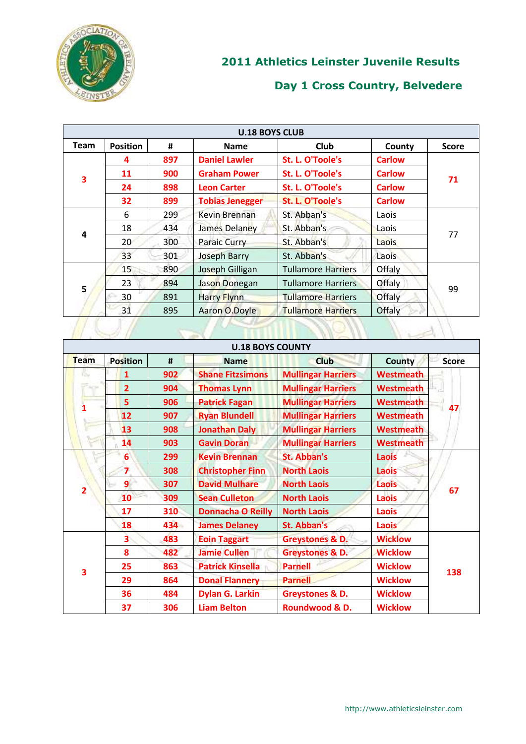## 2011 Athletics Leinster Juvenile Results

## Day 1 Cross Country, Belvedere

| U.18 BOYS CLUB | | | | | | |
|---|---|---|---|---|---|---|
| Team | Position | # | Name | Club | County | Score |
| 3 | **4** | **897** | **Daniel Lawler** | **St. L. O'Toole's** | **Carlow** | 71 |
| | **11** | **900** | **Graham Power** | **St. L. O'Toole's** | **Carlow** | |
| | **24** | **898** | **Leon Carter** | **St. L. O'Toole's** | **Carlow** | |
| | **32** | **899** | **Tobias Jenegger** | **St. L. O'Toole's** | **Carlow** | |
| 4 | 6 | 299 | Kevin Brennan | St. Abban's | Laois | 77 |
| | 18 | 434 | James Delaney | St. Abban's | Laois | |
| | 20 | 300 | Paraic Curry | St. Abban's | Laois | |
| | 33 | 301 | Joseph Barry | St. Abban's | Laois | |
| 5 | 15 | 890 | Joseph Gilligan | Tullamore Harriers | Offaly | 99 |
| | 23 | 894 | Jason Donegan | Tullamore Harriers | Offaly | |
| | 30 | 891 | Harry Flynn | Tullamore Harriers | Offaly | |
| | 31 | 895 | Aaron O.Doyle | Tullamore Harriers | Offaly | |

| U.18 BOYS COUNTY | | | | | | |
|---|---|---|---|---|---|---|
| Team | Position | # | Name | Club | County | Score |
| 1 | **1** | **902** | **Shane Fitzsimons** | **Mullingar Harriers** | **Westmeath** | 47 |
| | **2** | **904** | **Thomas Lynn** | **Mullingar Harriers** | **Westmeath** | |
| | **5** | **906** | **Patrick Fagan** | **Mullingar Harriers** | **Westmeath** | |
| | **12** | **907** | **Ryan Blundell** | **Mullingar Harriers** | **Westmeath** | |
| | **13** | **908** | **Jonathan Daly** | **Mullingar Harriers** | **Westmeath** | |
| | **14** | **903** | **Gavin Doran** | **Mullingar Harriers** | **Westmeath** | |
| 2 | **6** | **299** | **Kevin Brennan** | **St. Abban's** | **Laois** | 67 |
| | **7** | **308** | **Christopher Finn** | **North Laois** | **Laois** | |
| | **9** | **307** | **David Mulhare** | **North Laois** | **Laois** | |
| | **10** | **309** | **Sean Culleton** | **North Laois** | **Laois** | |
| | **17** | **310** | **Donnacha O Reilly** | **North Laois** | **Laois** | |
| | **18** | **434** | **James Delaney** | **St. Abban's** | **Laois** | |
| 3 | **3** | **483** | **Eoin Taggart** | **Greystones & D.** | **Wicklow** | 138 |
| | **8** | **482** | **Jamie Cullen** | **Greystones & D.** | **Wicklow** | |
| | **25** | **863** | **Patrick Kinsella** | **Parnell** | **Wicklow** | |
| | **29** | **864** | **Donal Flannery** | **Parnell** | **Wicklow** | |
| | **36** | **484** | **Dylan G. Larkin** | **Greystones & D.** | **Wicklow** | |
| | **37** | **306** | **Liam Belton** | **Roundwood & D.** | **Wicklow** | |

http://www.athleticsleinster.com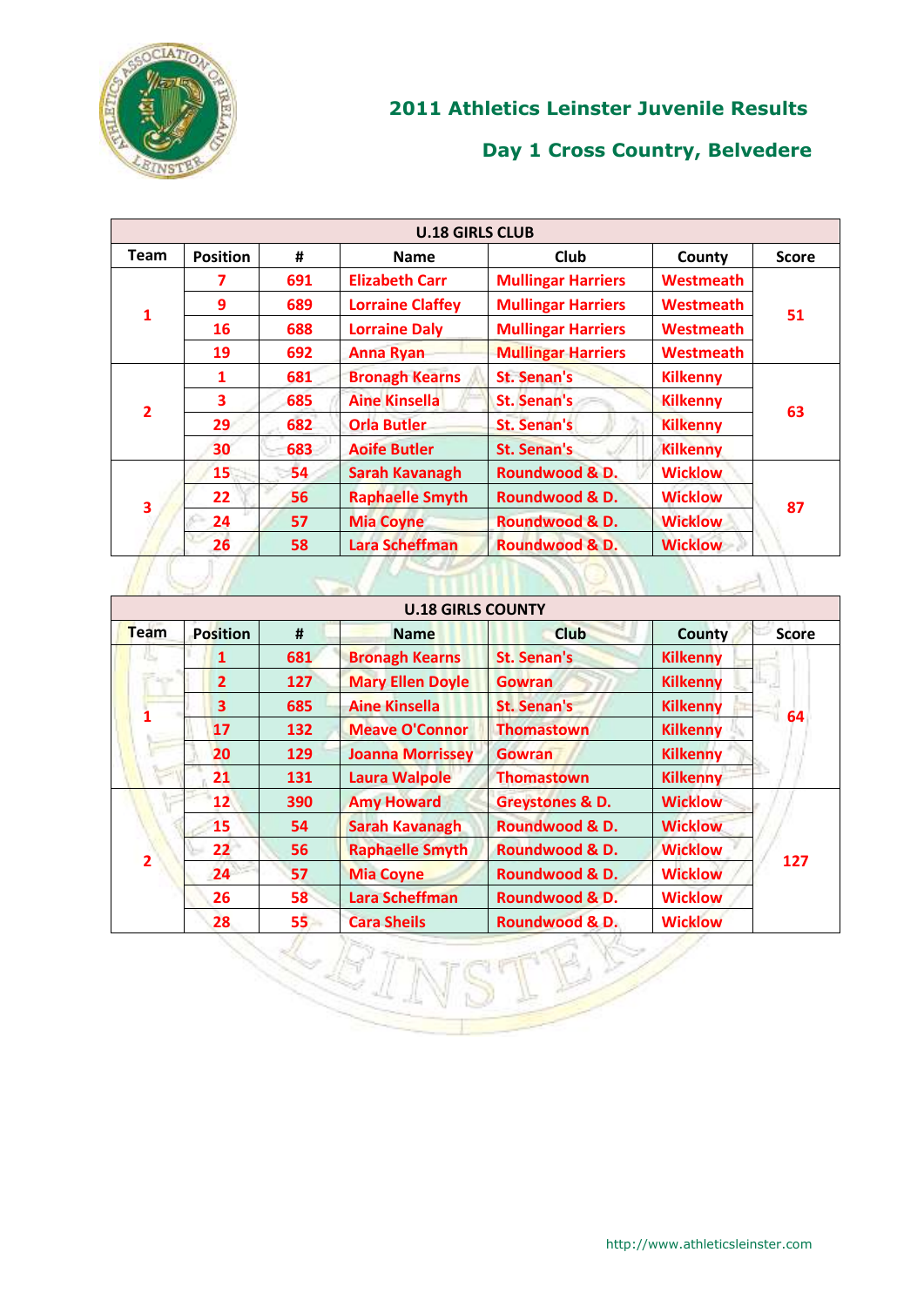## 2011 Athletics Leinster Juvenile Results

## Day 1 Cross Country, Belvedere

| U.18 GIRLS CLUB | | | | | | |
|---|---|---|---|---|---|---|
| Team | Position | # | Name | Club | County | Score |
| 1 | 7 | 691 | Elizabeth Carr | Mullingar Harriers | Westmeath | 51 |
| | 9 | 689 | Lorraine Claffey | Mullingar Harriers | Westmeath | |
| | 16 | 688 | Lorraine Daly | Mullingar Harriers | Westmeath | |
| | 19 | 692 | Anna Ryan | Mullingar Harriers | Westmeath | |
| 2 | 1 | 681 | Bronagh Kearns | St. Senan's | Kilkenny | 63 |
| | 3 | 685 | Aine Kinsella | St. Senan's | Kilkenny | |
| | 29 | 682 | Orla Butler | St. Senan's | Kilkenny | |
| | 30 | 683 | Aoife Butler | St. Senan's | Kilkenny | |
| 3 | 15 | 54 | Sarah Kavanagh | Roundwood & D. | Wicklow | 87 |
| | 22 | 56 | Raphaelle Smyth | Roundwood & D. | Wicklow | |
| | 24 | 57 | Mia Coyne | Roundwood & D. | Wicklow | |
| | 26 | 58 | Lara Scheffman | Roundwood & D. | Wicklow | |

| U.18 GIRLS COUNTY | | | | | | |
|---|---|---|---|---|---|---|
| Team | Position | # | Name | Club | County | Score |
| 1 | 1 | 681 | Bronagh Kearns | St. Senan's | Kilkenny | 64 |
| | 2 | 127 | Mary Ellen Doyle | Gowran | Kilkenny | |
| | 3 | 685 | Aine Kinsella | St. Senan's | Kilkenny | |
| | 17 | 132 | Meave O'Connor | Thomastown | Kilkenny | |
| | 20 | 129 | Joanna Morrissey | Gowran | Kilkenny | |
| | 21 | 131 | Laura Walpole | Thomastown | Kilkenny | |
| 2 | 12 | 390 | Amy Howard | Greystones & D. | Wicklow | 127 |
| | 15 | 54 | Sarah Kavanagh | Roundwood & D. | Wicklow | |
| | 22 | 56 | Raphaelle Smyth | Roundwood & D. | Wicklow | |
| | 24 | 57 | Mia Coyne | Roundwood & D. | Wicklow | |
| | 26 | 58 | Lara Scheffman | Roundwood & D. | Wicklow | |
| | 28 | 55 | Cara Sheils | Roundwood & D. | Wicklow | |